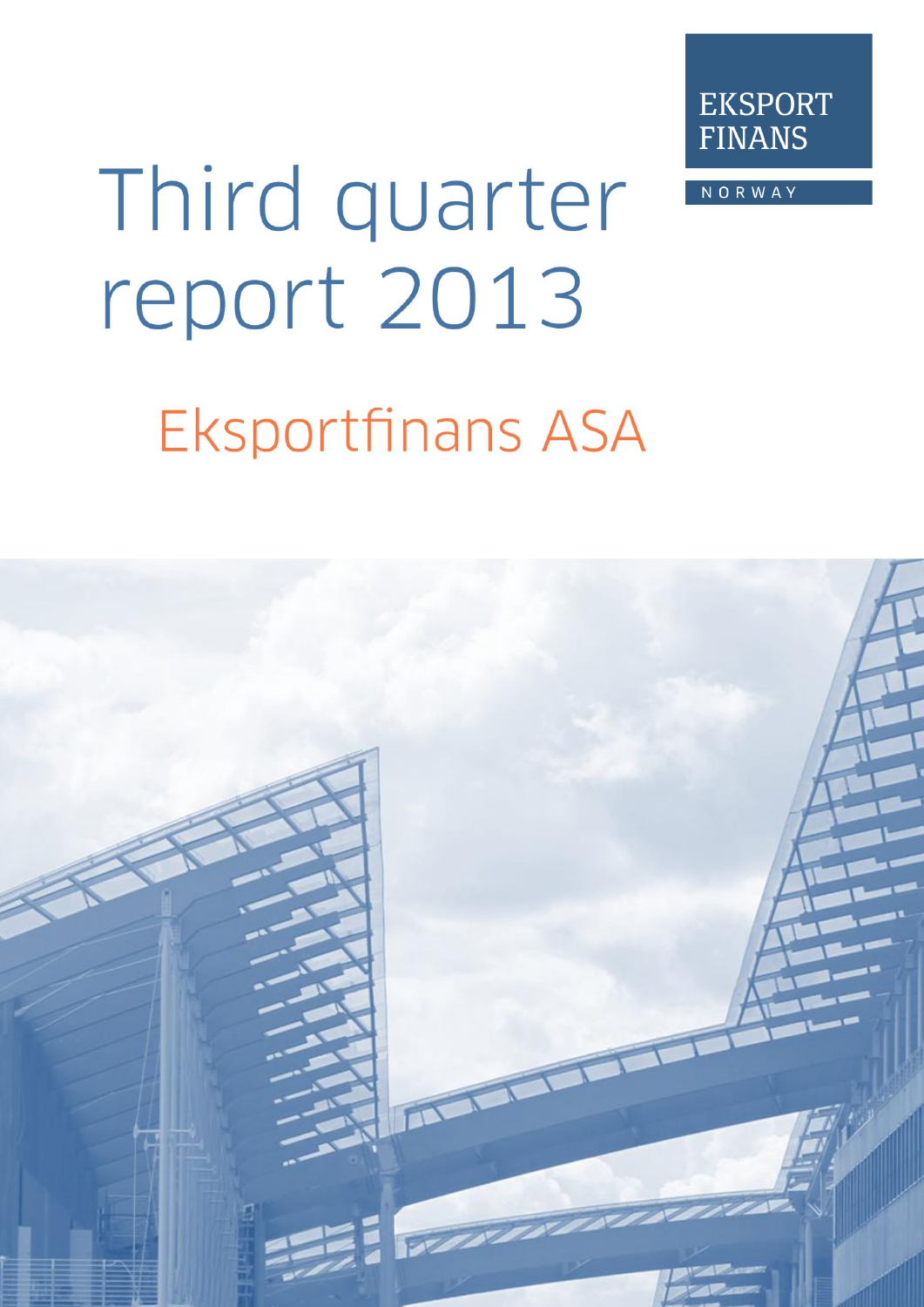EKSPORT FINANS

NORWAY

# Third quarter report 2013

## Eksportfinans ASA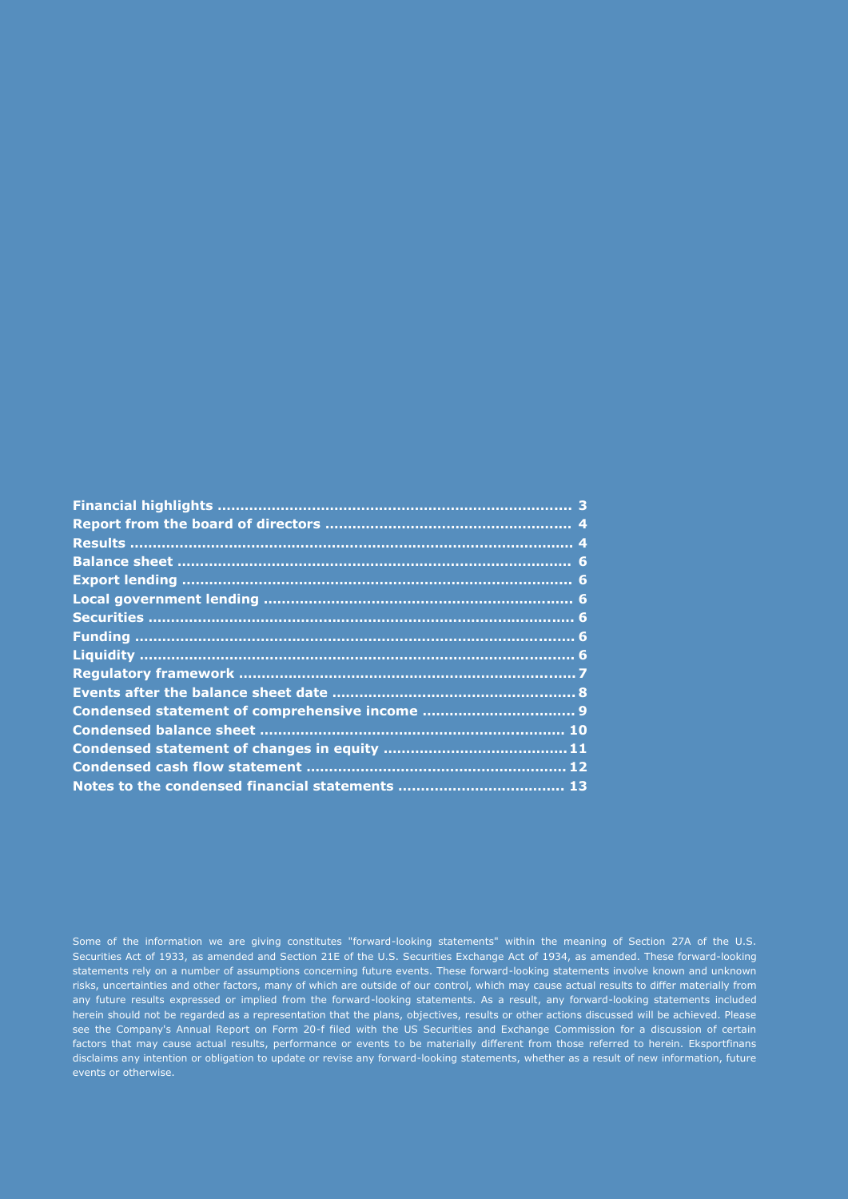| | |
|---|---|
| **Financial highlights** | **3** |
| **Report from the board of directors** | **4** |
| **Results** | **4** |
| **Balance sheet** | **6** |
| **Export lending** | **6** |
| **Local government lending** | **6** |
| **Securities** | **6** |
| **Funding** | **6** |
| **Liquidity** | **6** |
| **Regulatory framework** | **7** |
| **Events after the balance sheet date** | **8** |
| **Condensed statement of comprehensive income** | **9** |
| **Condensed balance sheet** | **10** |
| **Condensed statement of changes in equity** | **11** |
| **Condensed cash flow statement** | **12** |
| **Notes to the condensed financial statements** | **13** |

Some of the information we are giving constitutes "forward-looking statements" within the meaning of Section 27A of the U.S. Securities Act of 1933, as amended and Section 21E of the U.S. Securities Exchange Act of 1934, as amended. These forward-looking statements rely on a number of assumptions concerning future events. These forward-looking statements involve known and unknown risks, uncertainties and other factors, many of which are outside of our control, which may cause actual results to differ materially from any future results expressed or implied from the forward-looking statements. As a result, any forward-looking statements included herein should not be regarded as a representation that the plans, objectives, results or other actions discussed will be achieved. Please see the Company's Annual Report on Form 20-f filed with the US Securities and Exchange Commission for a discussion of certain factors that may cause actual results, performance or events to be materially different from those referred to herein. Eksportfinans disclaims any intention or obligation to update or revise any forward-looking statements, whether as a result of new information, future events or otherwise.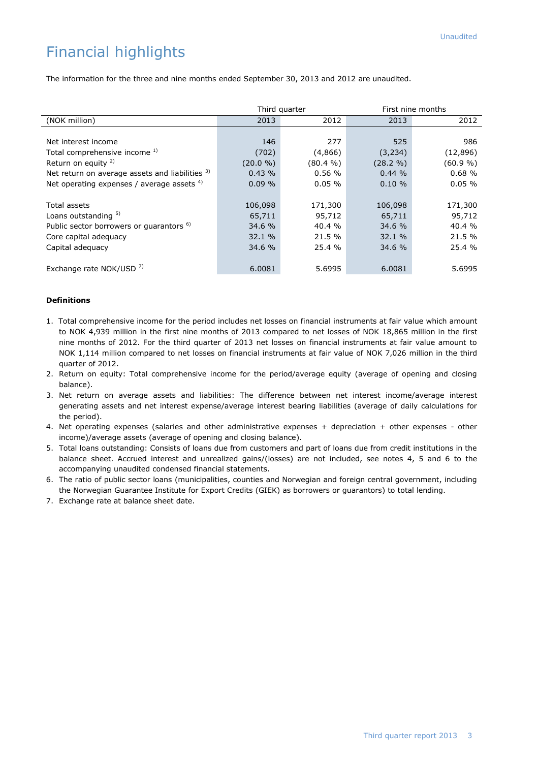Unaudited

# Financial highlights

The information for the three and nine months ended September 30, 2013 and 2012 are unaudited.

| | Third quarter | | First nine months | |
|---|---|---|---|---|
| (NOK million) | 2013 | 2012 | 2013 | 2012 |
| | | | | |
| Net interest income | 146 | 277 | 525 | 986 |
| Total comprehensive income [1)] | (702) | (4,866) | (3,234) | (12,896) |
| Return on equity [2)] | (20.0 %) | (80.4 %) | (28.2 %) | (60.9 %) |
| Net return on average assets and liabilities [3)] | 0.43 % | 0.56 % | 0.44 % | 0.68 % |
| Net operating expenses / average assets [4)] | 0.09 % | 0.05 % | 0.10 % | 0.05 % |
| | | | | |
| Total assets | 106,098 | 171,300 | 106,098 | 171,300 |
| Loans outstanding [5)] | 65,711 | 95,712 | 65,711 | 95,712 |
| Public sector borrowers or guarantors [6)] | 34.6 % | 40.4 % | 34.6 % | 40.4 % |
| Core capital adequacy | 32.1 % | 21.5 % | 32.1 % | 21.5 % |
| Capital adequacy | 34.6 % | 25.4 % | 34.6 % | 25.4 % |
| | | | | |
| Exchange rate NOK/USD [7)] | 6.0081 | 5.6995 | 6.0081 | 5.6995 |

**Definitions**

1. Total comprehensive income for the period includes net losses on financial instruments at fair value which amount to NOK 4,939 million in the first nine months of 2013 compared to net losses of NOK 18,865 million in the first nine months of 2012. For the third quarter of 2013 net losses on financial instruments at fair value amount to NOK 1,114 million compared to net losses on financial instruments at fair value of NOK 7,026 million in the third quarter of 2012.
2. Return on equity: Total comprehensive income for the period/average equity (average of opening and closing balance).
3. Net return on average assets and liabilities: The difference between net interest income/average interest generating assets and net interest expense/average interest bearing liabilities (average of daily calculations for the period).
4. Net operating expenses (salaries and other administrative expenses + depreciation + other expenses - other income)/average assets (average of opening and closing balance).
5. Total loans outstanding: Consists of loans due from customers and part of loans due from credit institutions in the balance sheet. Accrued interest and unrealized gains/(losses) are not included, see notes 4, 5 and 6 to the accompanying unaudited condensed financial statements.
6. The ratio of public sector loans (municipalities, counties and Norwegian and foreign central government, including the Norwegian Guarantee Institute for Export Credits (GIEK) as borrowers or guarantors) to total lending.
7. Exchange rate at balance sheet date.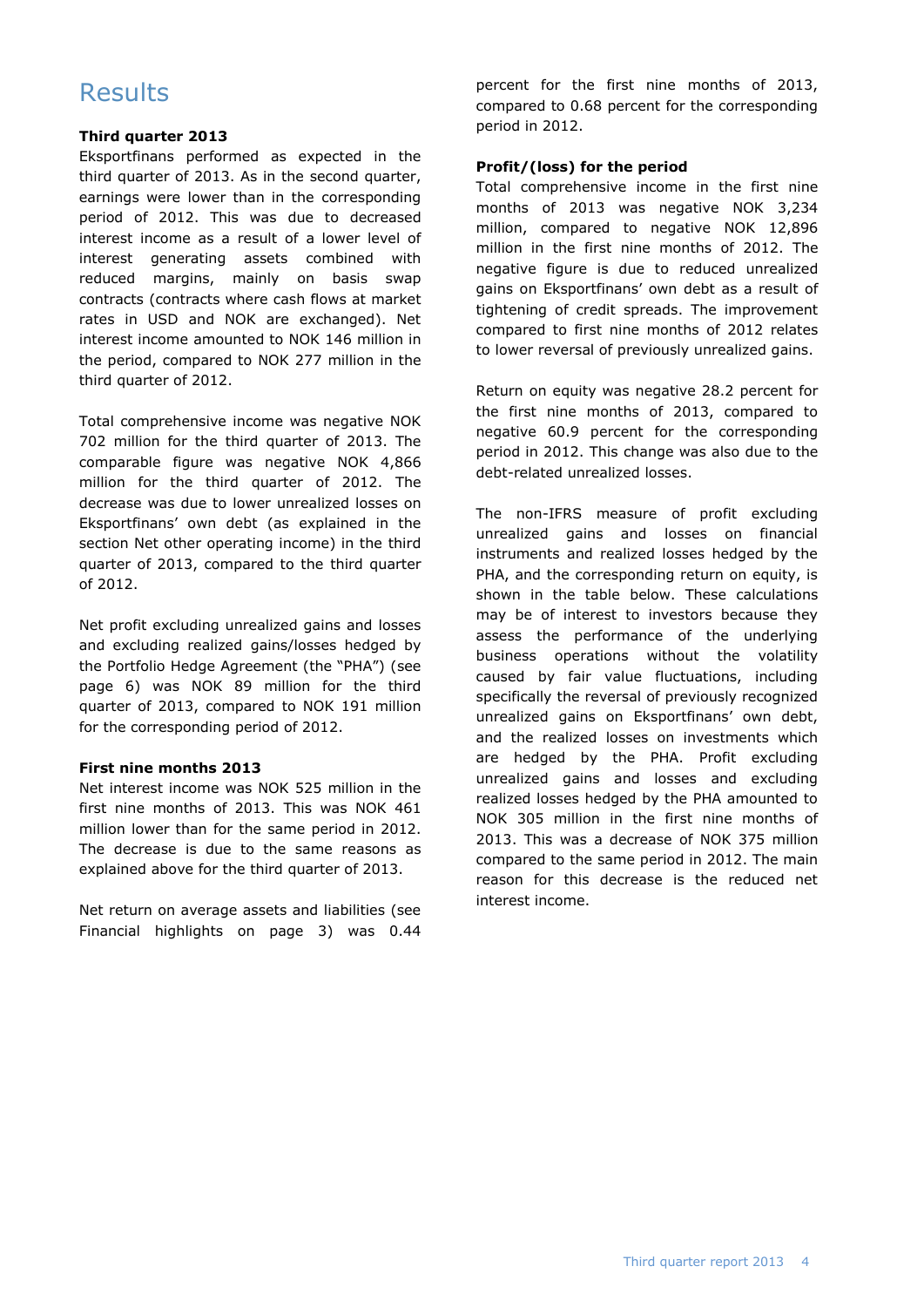# Results

**Third quarter 2013**

Eksportfinans performed as expected in the third quarter of 2013. As in the second quarter, earnings were lower than in the corresponding period of 2012. This was due to decreased interest income as a result of a lower level of interest generating assets combined with reduced margins, mainly on basis swap contracts (contracts where cash flows at market rates in USD and NOK are exchanged). Net interest income amounted to NOK 146 million in the period, compared to NOK 277 million in the third quarter of 2012.

Total comprehensive income was negative NOK 702 million for the third quarter of 2013. The comparable figure was negative NOK 4,866 million for the third quarter of 2012. The decrease was due to lower unrealized losses on Eksportfinans' own debt (as explained in the section Net other operating income) in the third quarter of 2013, compared to the third quarter of 2012.

Net profit excluding unrealized gains and losses and excluding realized gains/losses hedged by the Portfolio Hedge Agreement (the "PHA") (see page 6) was NOK 89 million for the third quarter of 2013, compared to NOK 191 million for the corresponding period of 2012.

**First nine months 2013**

Net interest income was NOK 525 million in the first nine months of 2013. This was NOK 461 million lower than for the same period in 2012. The decrease is due to the same reasons as explained above for the third quarter of 2013.

Net return on average assets and liabilities (see Financial highlights on page 3) was 0.44 percent for the first nine months of 2013, compared to 0.68 percent for the corresponding period in 2012.

**Profit/(loss) for the period**

Total comprehensive income in the first nine months of 2013 was negative NOK 3,234 million, compared to negative NOK 12,896 million in the first nine months of 2012. The negative figure is due to reduced unrealized gains on Eksportfinans' own debt as a result of tightening of credit spreads. The improvement compared to first nine months of 2012 relates to lower reversal of previously unrealized gains.

Return on equity was negative 28.2 percent for the first nine months of 2013, compared to negative 60.9 percent for the corresponding period in 2012. This change was also due to the debt-related unrealized losses.

The non-IFRS measure of profit excluding unrealized gains and losses on financial instruments and realized losses hedged by the PHA, and the corresponding return on equity, is shown in the table below. These calculations may be of interest to investors because they assess the performance of the underlying business operations without the volatility caused by fair value fluctuations, including specifically the reversal of previously recognized unrealized gains on Eksportfinans' own debt, and the realized losses on investments which are hedged by the PHA. Profit excluding unrealized gains and losses and excluding realized losses hedged by the PHA amounted to NOK 305 million in the first nine months of 2013. This was a decrease of NOK 375 million compared to the same period in 2012. The main reason for this decrease is the reduced net interest income.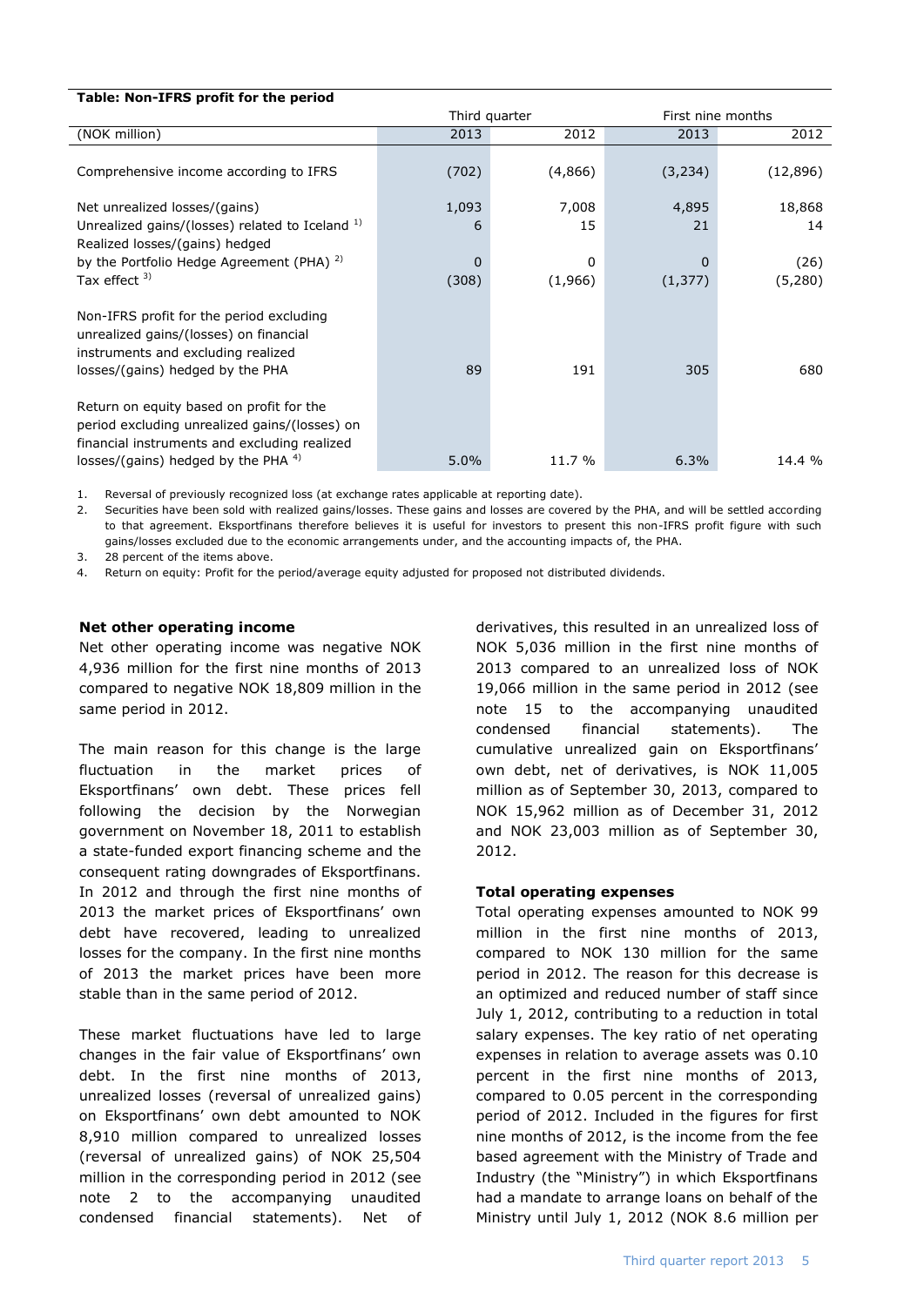**Table: Non-IFRS profit for the period**

| (NOK million) | Third quarter 2013 | Third quarter 2012 | First nine months 2013 | First nine months 2012 |
|---|---|---|---|---|
| Comprehensive income according to IFRS | (702) | (4,866) | (3,234) | (12,896) |
| Net unrealized losses/(gains) | 1,093 | 7,008 | 4,895 | 18,868 |
| Unrealized gains/(losses) related to Iceland [1] | 6 | 15 | 21 | 14 |
| Realized losses/(gains) hedged by the Portfolio Hedge Agreement (PHA) [2] | 0 | 0 | 0 | (26) |
| Tax effect [3] | (308) | (1,966) | (1,377) | (5,280) |
| Non-IFRS profit for the period excluding unrealized gains/(losses) on financial instruments and excluding realized losses/(gains) hedged by the PHA | 89 | 191 | 305 | 680 |
| Return on equity based on profit for the period excluding unrealized gains/(losses) on financial instruments and excluding realized losses/(gains) hedged by the PHA [4] | 5.0% | 11.7 % | 6.3% | 14.4 % |

1. Reversal of previously recognized loss (at exchange rates applicable at reporting date).
2. Securities have been sold with realized gains/losses. These gains and losses are covered by the PHA, and will be settled according to that agreement. Eksportfinans therefore believes it is useful for investors to present this non-IFRS profit figure with such gains/losses excluded due to the economic arrangements under, and the accounting impacts of, the PHA.
3. 28 percent of the items above.
4. Return on equity: Profit for the period/average equity adjusted for proposed not distributed dividends.

**Net other operating income**

Net other operating income was negative NOK 4,936 million for the first nine months of 2013 compared to negative NOK 18,809 million in the same period in 2012.

The main reason for this change is the large fluctuation in the market prices of Eksportfinans' own debt. These prices fell following the decision by the Norwegian government on November 18, 2011 to establish a state-funded export financing scheme and the consequent rating downgrades of Eksportfinans. In 2012 and through the first nine months of 2013 the market prices of Eksportfinans' own debt have recovered, leading to unrealized losses for the company. In the first nine months of 2013 the market prices have been more stable than in the same period of 2012.

These market fluctuations have led to large changes in the fair value of Eksportfinans' own debt. In the first nine months of 2013, unrealized losses (reversal of unrealized gains) on Eksportfinans' own debt amounted to NOK 8,910 million compared to unrealized losses (reversal of unrealized gains) of NOK 25,504 million in the corresponding period in 2012 (see note 2 to the accompanying unaudited condensed financial statements). Net of derivatives, this resulted in an unrealized loss of NOK 5,036 million in the first nine months of 2013 compared to an unrealized loss of NOK 19,066 million in the same period in 2012 (see note 15 to the accompanying unaudited condensed financial statements). The cumulative unrealized gain on Eksportfinans' own debt, net of derivatives, is NOK 11,005 million as of September 30, 2013, compared to NOK 15,962 million as of December 31, 2012 and NOK 23,003 million as of September 30, 2012.

**Total operating expenses**

Total operating expenses amounted to NOK 99 million in the first nine months of 2013, compared to NOK 130 million for the same period in 2012. The reason for this decrease is an optimized and reduced number of staff since July 1, 2012, contributing to a reduction in total salary expenses. The key ratio of net operating expenses in relation to average assets was 0.10 percent in the first nine months of 2013, compared to 0.05 percent in the corresponding period of 2012. Included in the figures for first nine months of 2012, is the income from the fee based agreement with the Ministry of Trade and Industry (the "Ministry") in which Eksportfinans had a mandate to arrange loans on behalf of the Ministry until July 1, 2012 (NOK 8.6 million per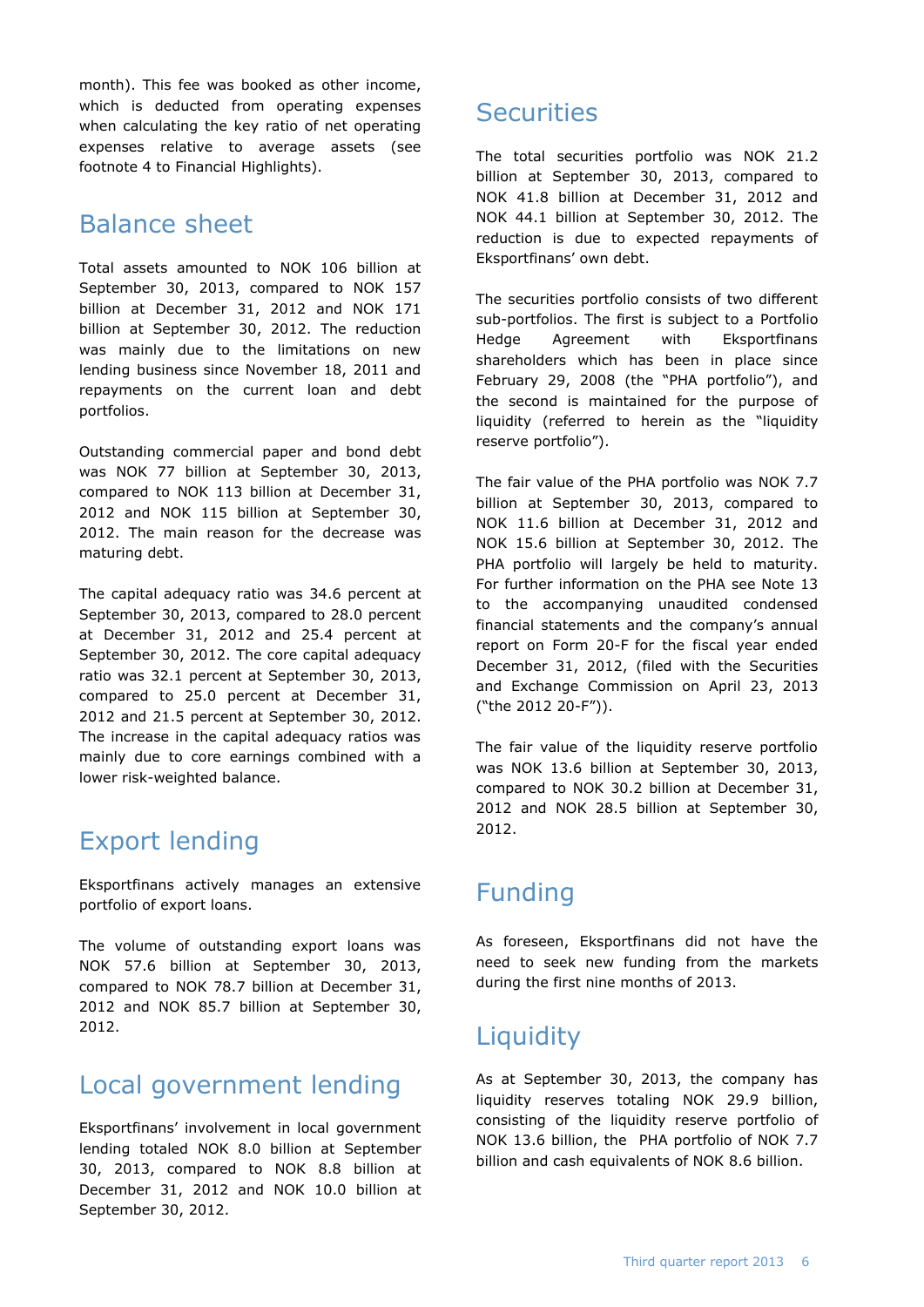month). This fee was booked as other income, which is deducted from operating expenses when calculating the key ratio of net operating expenses relative to average assets (see footnote 4 to Financial Highlights).

## Balance sheet

Total assets amounted to NOK 106 billion at September 30, 2013, compared to NOK 157 billion at December 31, 2012 and NOK 171 billion at September 30, 2012. The reduction was mainly due to the limitations on new lending business since November 18, 2011 and repayments on the current loan and debt portfolios.

Outstanding commercial paper and bond debt was NOK 77 billion at September 30, 2013, compared to NOK 113 billion at December 31, 2012 and NOK 115 billion at September 30, 2012. The main reason for the decrease was maturing debt.

The capital adequacy ratio was 34.6 percent at September 30, 2013, compared to 28.0 percent at December 31, 2012 and 25.4 percent at September 30, 2012. The core capital adequacy ratio was 32.1 percent at September 30, 2013, compared to 25.0 percent at December 31, 2012 and 21.5 percent at September 30, 2012. The increase in the capital adequacy ratios was mainly due to core earnings combined with a lower risk-weighted balance.

## Export lending

Eksportfinans actively manages an extensive portfolio of export loans.

The volume of outstanding export loans was NOK 57.6 billion at September 30, 2013, compared to NOK 78.7 billion at December 31, 2012 and NOK 85.7 billion at September 30, 2012.

## Local government lending

Eksportfinans' involvement in local government lending totaled NOK 8.0 billion at September 30, 2013, compared to NOK 8.8 billion at December 31, 2012 and NOK 10.0 billion at September 30, 2012.

## Securities

The total securities portfolio was NOK 21.2 billion at September 30, 2013, compared to NOK 41.8 billion at December 31, 2012 and NOK 44.1 billion at September 30, 2012. The reduction is due to expected repayments of Eksportfinans' own debt.

The securities portfolio consists of two different sub-portfolios. The first is subject to a Portfolio Hedge Agreement with Eksportfinans shareholders which has been in place since February 29, 2008 (the "PHA portfolio"), and the second is maintained for the purpose of liquidity (referred to herein as the "liquidity reserve portfolio").

The fair value of the PHA portfolio was NOK 7.7 billion at September 30, 2013, compared to NOK 11.6 billion at December 31, 2012 and NOK 15.6 billion at September 30, 2012. The PHA portfolio will largely be held to maturity. For further information on the PHA see Note 13 to the accompanying unaudited condensed financial statements and the company's annual report on Form 20-F for the fiscal year ended December 31, 2012, (filed with the Securities and Exchange Commission on April 23, 2013 ("the 2012 20-F")).

The fair value of the liquidity reserve portfolio was NOK 13.6 billion at September 30, 2013, compared to NOK 30.2 billion at December 31, 2012 and NOK 28.5 billion at September 30, 2012.

## Funding

As foreseen, Eksportfinans did not have the need to seek new funding from the markets during the first nine months of 2013.

## Liquidity

As at September 30, 2013, the company has liquidity reserves totaling NOK 29.9 billion, consisting of the liquidity reserve portfolio of NOK 13.6 billion, the PHA portfolio of NOK 7.7 billion and cash equivalents of NOK 8.6 billion.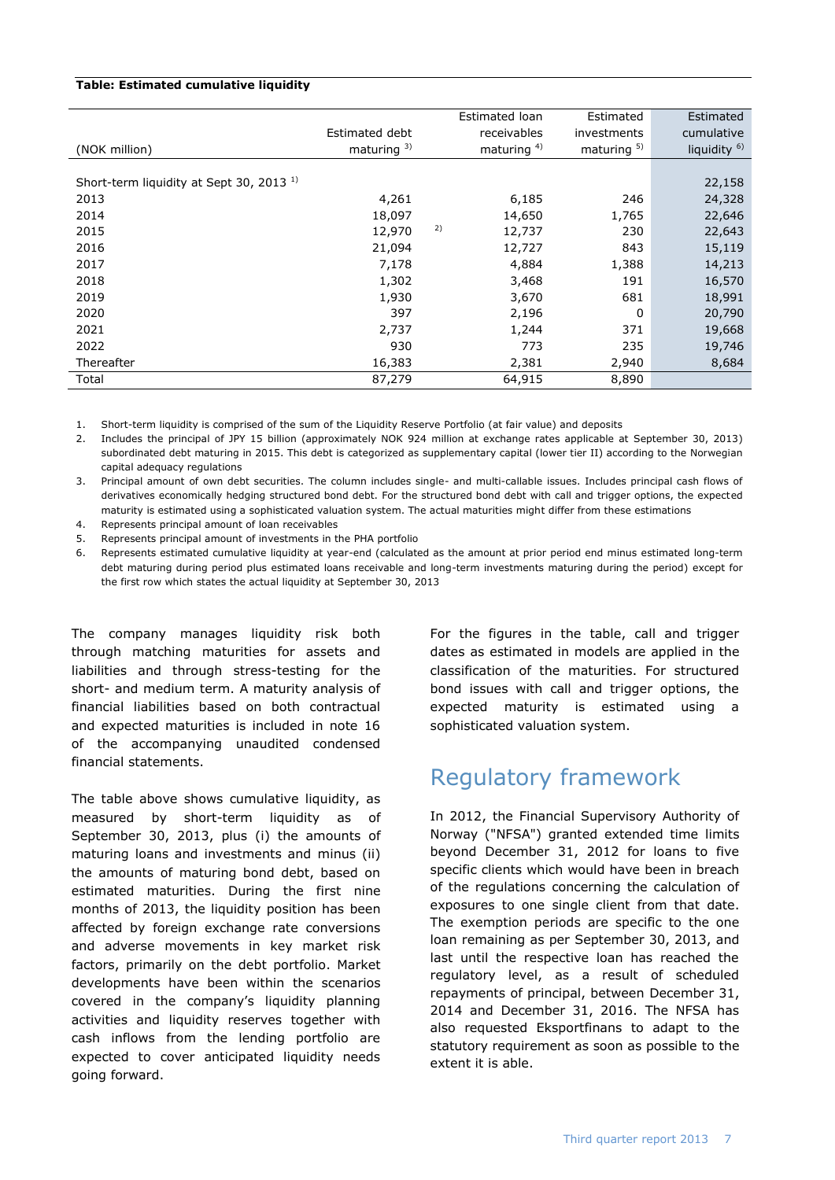**Table: Estimated cumulative liquidity**

| (NOK million) | Estimated debt maturing [3] | Estimated loan receivables maturing [4] | Estimated investments maturing [5] | Estimated cumulative liquidity [6] |
|---|---|---|---|---|
| Short-term liquidity at Sept 30, 2013 [1] | | | | 22,158 |
| 2013 | 4,261 | 6,185 | 246 | 24,328 |
| 2014 | 18,097 | 14,650 | 1,765 | 22,646 |
| 2015 | 12,970 [2] | 12,737 | 230 | 22,643 |
| 2016 | 21,094 | 12,727 | 843 | 15,119 |
| 2017 | 7,178 | 4,884 | 1,388 | 14,213 |
| 2018 | 1,302 | 3,468 | 191 | 16,570 |
| 2019 | 1,930 | 3,670 | 681 | 18,991 |
| 2020 | 397 | 2,196 | 0 | 20,790 |
| 2021 | 2,737 | 1,244 | 371 | 19,668 |
| 2022 | 930 | 773 | 235 | 19,746 |
| Thereafter | 16,383 | 2,381 | 2,940 | 8,684 |
| Total | 87,279 | 64,915 | 8,890 | |

1. Short-term liquidity is comprised of the sum of the Liquidity Reserve Portfolio (at fair value) and deposits
2. Includes the principal of JPY 15 billion (approximately NOK 924 million at exchange rates applicable at September 30, 2013) subordinated debt maturing in 2015. This debt is categorized as supplementary capital (lower tier II) according to the Norwegian capital adequacy regulations
3. Principal amount of own debt securities. The column includes single- and multi-callable issues. Includes principal cash flows of derivatives economically hedging structured bond debt. For the structured bond debt with call and trigger options, the expected maturity is estimated using a sophisticated valuation system. The actual maturities might differ from these estimations
4. Represents principal amount of loan receivables
5. Represents principal amount of investments in the PHA portfolio
6. Represents estimated cumulative liquidity at year-end (calculated as the amount at prior period end minus estimated long-term debt maturing during period plus estimated loans receivable and long-term investments maturing during the period) except for the first row which states the actual liquidity at September 30, 2013

The company manages liquidity risk both through matching maturities for assets and liabilities and through stress-testing for the short- and medium term. A maturity analysis of financial liabilities based on both contractual and expected maturities is included in note 16 of the accompanying unaudited condensed financial statements.

The table above shows cumulative liquidity, as measured by short-term liquidity as of September 30, 2013, plus (i) the amounts of maturing loans and investments and minus (ii) the amounts of maturing bond debt, based on estimated maturities. During the first nine months of 2013, the liquidity position has been affected by foreign exchange rate conversions and adverse movements in key market risk factors, primarily on the debt portfolio. Market developments have been within the scenarios covered in the company's liquidity planning activities and liquidity reserves together with cash inflows from the lending portfolio are expected to cover anticipated liquidity needs going forward.

For the figures in the table, call and trigger dates as estimated in models are applied in the classification of the maturities. For structured bond issues with call and trigger options, the expected maturity is estimated using a sophisticated valuation system.

## Regulatory framework

In 2012, the Financial Supervisory Authority of Norway ("NFSA") granted extended time limits beyond December 31, 2012 for loans to five specific clients which would have been in breach of the regulations concerning the calculation of exposures to one single client from that date. The exemption periods are specific to the one loan remaining as per September 30, 2013, and last until the respective loan has reached the regulatory level, as a result of scheduled repayments of principal, between December 31, 2014 and December 31, 2016. The NFSA has also requested Eksportfinans to adapt to the statutory requirement as soon as possible to the extent it is able.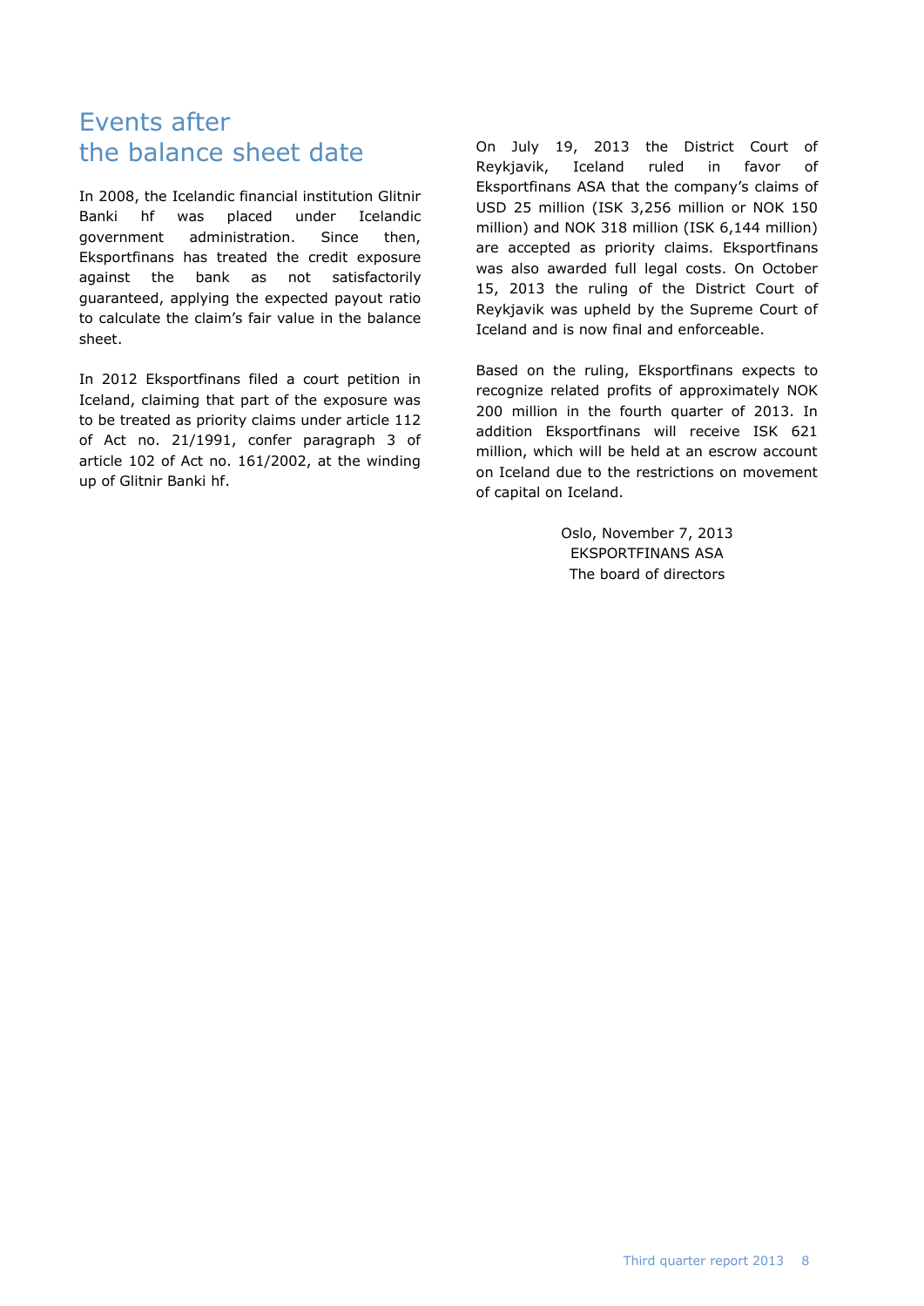# Events after the balance sheet date

In 2008, the Icelandic financial institution Glitnir Banki hf was placed under Icelandic government administration. Since then, Eksportfinans has treated the credit exposure against the bank as not satisfactorily guaranteed, applying the expected payout ratio to calculate the claim's fair value in the balance sheet.

In 2012 Eksportfinans filed a court petition in Iceland, claiming that part of the exposure was to be treated as priority claims under article 112 of Act no. 21/1991, confer paragraph 3 of article 102 of Act no. 161/2002, at the winding up of Glitnir Banki hf.

On July 19, 2013 the District Court of Reykjavik, Iceland ruled in favor of Eksportfinans ASA that the company's claims of USD 25 million (ISK 3,256 million or NOK 150 million) and NOK 318 million (ISK 6,144 million) are accepted as priority claims. Eksportfinans was also awarded full legal costs. On October 15, 2013 the ruling of the District Court of Reykjavik was upheld by the Supreme Court of Iceland and is now final and enforceable.

Based on the ruling, Eksportfinans expects to recognize related profits of approximately NOK 200 million in the fourth quarter of 2013. In addition Eksportfinans will receive ISK 621 million, which will be held at an escrow account on Iceland due to the restrictions on movement of capital on Iceland.

Oslo, November 7, 2013
EKSPORTFINANS ASA
The board of directors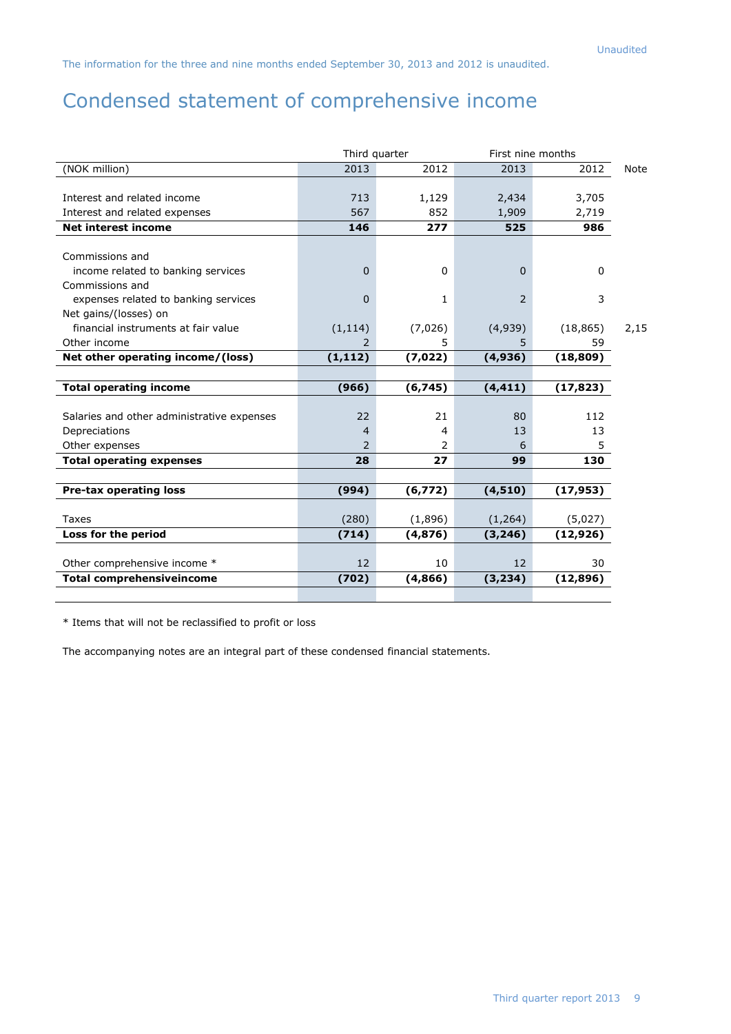Unaudited

The information for the three and nine months ended September 30, 2013 and 2012 is unaudited.

# Condensed statement of comprehensive income

| | Third quarter | | First nine months | | |
|---|---|---|---|---|---|
| (NOK million) | 2013 | 2012 | 2013 | 2012 | Note |
| Interest and related income | 713 | 1,129 | 2,434 | 3,705 | |
| Interest and related expenses | 567 | 852 | 1,909 | 2,719 | |
| **Net interest income** | **146** | **277** | **525** | **986** | |
| Commissions and income related to banking services | 0 | 0 | 0 | 0 | |
| Commissions and expenses related to banking services | 0 | 1 | 2 | 3 | |
| Net gains/(losses) on financial instruments at fair value | (1,114) | (7,026) | (4,939) | (18,865) | 2,15 |
| Other income | 2 | 5 | 5 | 59 | |
| **Net other operating income/(loss)** | **(1,112)** | **(7,022)** | **(4,936)** | **(18,809)** | |
| **Total operating income** | **(966)** | **(6,745)** | **(4,411)** | **(17,823)** | |
| Salaries and other administrative expenses | 22 | 21 | 80 | 112 | |
| Depreciations | 4 | 4 | 13 | 13 | |
| Other expenses | 2 | 2 | 6 | 5 | |
| **Total operating expenses** | **28** | **27** | **99** | **130** | |
| **Pre-tax operating loss** | **(994)** | **(6,772)** | **(4,510)** | **(17,953)** | |
| Taxes | (280) | (1,896) | (1,264) | (5,027) | |
| **Loss for the period** | **(714)** | **(4,876)** | **(3,246)** | **(12,926)** | |
| Other comprehensive income * | 12 | 10 | 12 | 30 | |
| **Total comprehensiveincome** | **(702)** | **(4,866)** | **(3,234)** | **(12,896)** | |

* Items that will not be reclassified to profit or loss

The accompanying notes are an integral part of these condensed financial statements.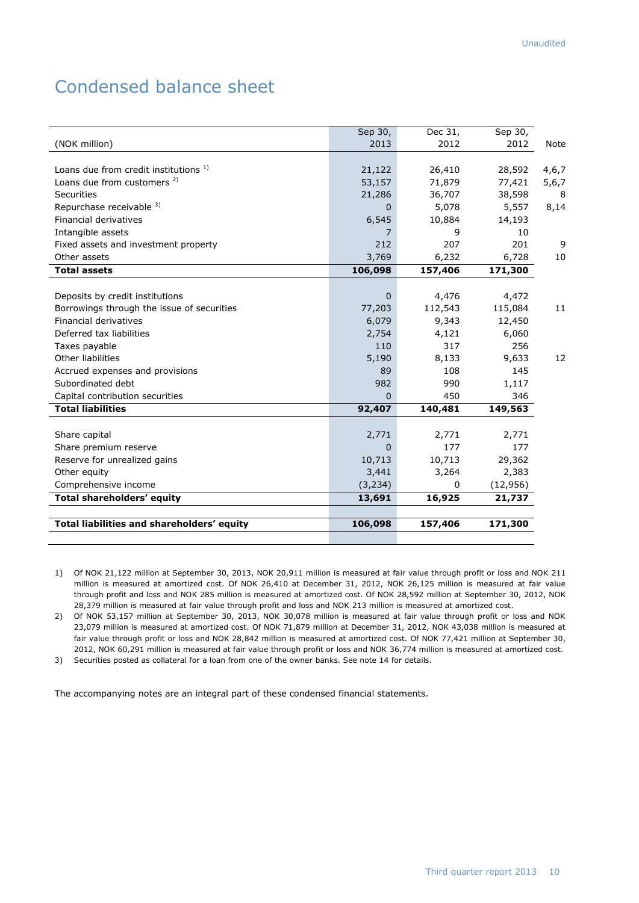Unaudited

# Condensed balance sheet

| (NOK million) | Sep 30, 2013 | Dec 31, 2012 | Sep 30, 2012 | Note |
|---|---|---|---|---|
| Loans due from credit institutions [1] | 21,122 | 26,410 | 28,592 | 4,6,7 |
| Loans due from customers [2] | 53,157 | 71,879 | 77,421 | 5,6,7 |
| Securities | 21,286 | 36,707 | 38,598 | 8 |
| Repurchase receivable [3] | 0 | 5,078 | 5,557 | 8,14 |
| Financial derivatives | 6,545 | 10,884 | 14,193 | |
| Intangible assets | 7 | 9 | 10 | |
| Fixed assets and investment property | 212 | 207 | 201 | 9 |
| Other assets | 3,769 | 6,232 | 6,728 | 10 |
| **Total assets** | **106,098** | **157,406** | **171,300** | |
| | | | | |
| Deposits by credit institutions | 0 | 4,476 | 4,472 | |
| Borrowings through the issue of securities | 77,203 | 112,543 | 115,084 | 11 |
| Financial derivatives | 6,079 | 9,343 | 12,450 | |
| Deferred tax liabilities | 2,754 | 4,121 | 6,060 | |
| Taxes payable | 110 | 317 | 256 | |
| Other liabilities | 5,190 | 8,133 | 9,633 | 12 |
| Accrued expenses and provisions | 89 | 108 | 145 | |
| Subordinated debt | 982 | 990 | 1,117 | |
| Capital contribution securities | 0 | 450 | 346 | |
| **Total liabilities** | **92,407** | **140,481** | **149,563** | |
| | | | | |
| Share capital | 2,771 | 2,771 | 2,771 | |
| Share premium reserve | 0 | 177 | 177 | |
| Reserve for unrealized gains | 10,713 | 10,713 | 29,362 | |
| Other equity | 3,441 | 3,264 | 2,383 | |
| Comprehensive income | (3,234) | 0 | (12,956) | |
| **Total shareholders' equity** | **13,691** | **16,925** | **21,737** | |
| | | | | |
| **Total liabilities and shareholders' equity** | **106,098** | **157,406** | **171,300** | |

1) Of NOK 21,122 million at September 30, 2013, NOK 20,911 million is measured at fair value through profit or loss and NOK 211 million is measured at amortized cost. Of NOK 26,410 at December 31, 2012, NOK 26,125 million is measured at fair value through profit and loss and NOK 285 million is measured at amortized cost. Of NOK 28,592 million at September 30, 2012, NOK 28,379 million is measured at fair value through profit and loss and NOK 213 million is measured at amortized cost.

2) Of NOK 53,157 million at September 30, 2013, NOK 30,078 million is measured at fair value through profit or loss and NOK 23,079 million is measured at amortized cost. Of NOK 71,879 million at December 31, 2012, NOK 43,038 million is measured at fair value through profit or loss and NOK 28,842 million is measured at amortized cost. Of NOK 77,421 million at September 30, 2012, NOK 60,291 million is measured at fair value through profit or loss and NOK 36,774 million is measured at amortized cost.

3) Securities posted as collateral for a loan from one of the owner banks. See note 14 for details.

The accompanying notes are an integral part of these condensed financial statements.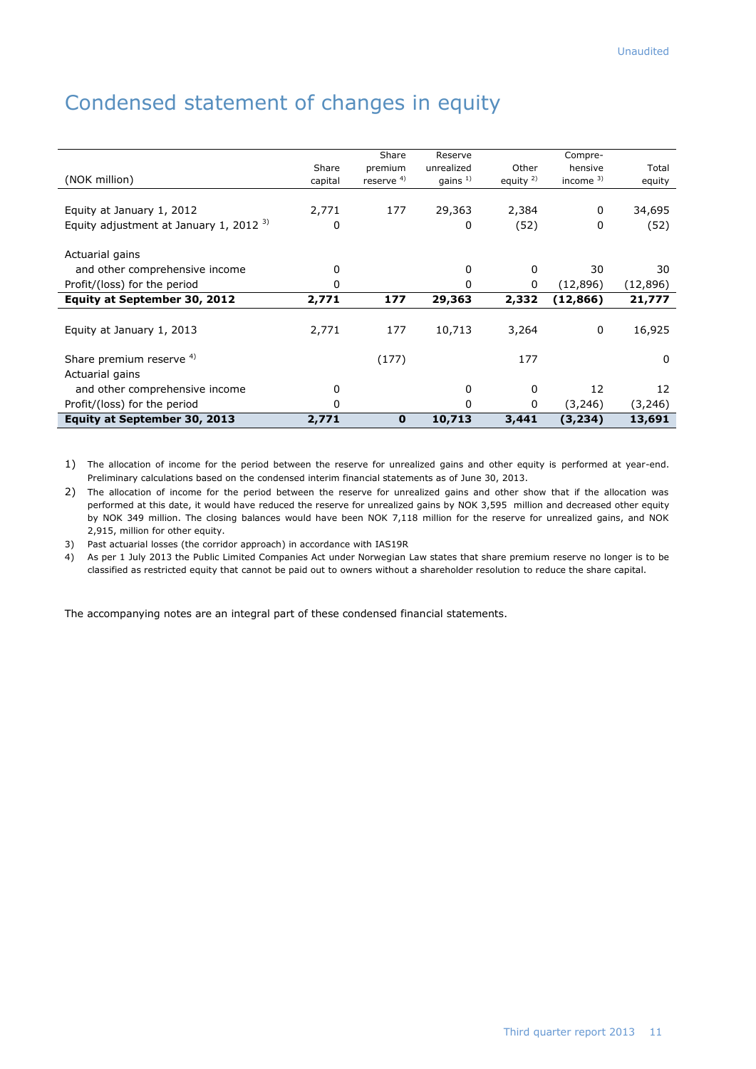Unaudited

# Condensed statement of changes in equity

| (NOK million) | Share capital | Share premium reserve [4] | Reserve unrealized gains [1] | Other equity [2] | Compre-hensive income [3] | Total equity |
|---|---|---|---|---|---|---|
| Equity at January 1, 2012 | 2,771 | 177 | 29,363 | 2,384 | 0 | 34,695 |
| Equity adjustment at January 1, 2012 [3] | 0 | | 0 | (52) | 0 | (52) |
| Actuarial gains and other comprehensive income | 0 | | 0 | 0 | 30 | 30 |
| Profit/(loss) for the period | 0 | | 0 | 0 | (12,896) | (12,896) |
| **Equity at September 30, 2012** | **2,771** | **177** | **29,363** | **2,332** | **(12,866)** | **21,777** |
| Equity at January 1, 2013 | 2,771 | 177 | 10,713 | 3,264 | 0 | 16,925 |
| Share premium reserve [4] | | (177) | | 177 | | 0 |
| Actuarial gains and other comprehensive income | 0 | | 0 | 0 | 12 | 12 |
| Profit/(loss) for the period | 0 | | 0 | 0 | (3,246) | (3,246) |
| **Equity at September 30, 2013** | **2,771** | **0** | **10,713** | **3,441** | **(3,234)** | **13,691** |

1) The allocation of income for the period between the reserve for unrealized gains and other equity is performed at year-end. Preliminary calculations based on the condensed interim financial statements as of June 30, 2013.

2) The allocation of income for the period between the reserve for unrealized gains and other show that if the allocation was performed at this date, it would have reduced the reserve for unrealized gains by NOK 3,595 million and decreased other equity by NOK 349 million. The closing balances would have been NOK 7,118 million for the reserve for unrealized gains, and NOK 2,915, million for other equity.

3) Past actuarial losses (the corridor approach) in accordance with IAS19R

4) As per 1 July 2013 the Public Limited Companies Act under Norwegian Law states that share premium reserve no longer is to be classified as restricted equity that cannot be paid out to owners without a shareholder resolution to reduce the share capital.

The accompanying notes are an integral part of these condensed financial statements.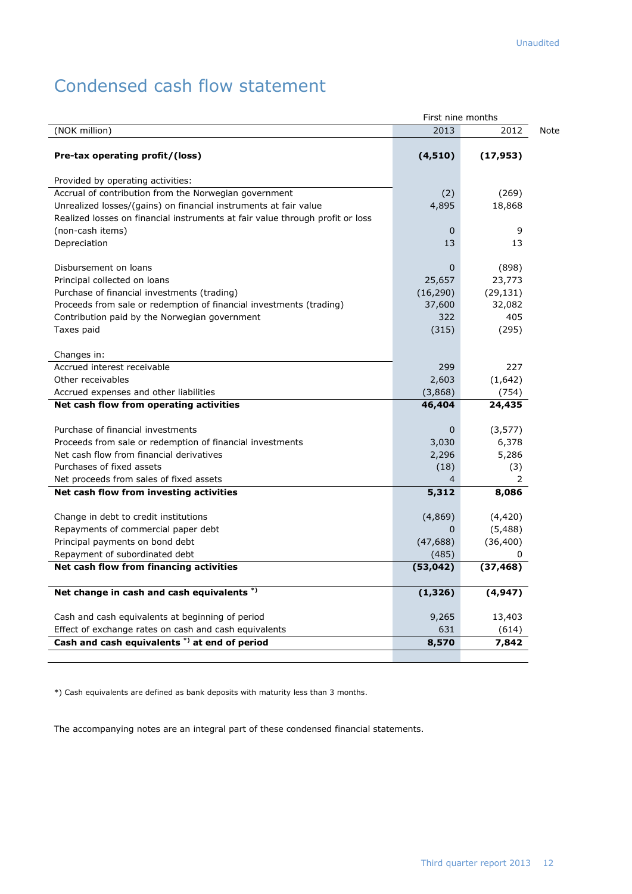Unaudited

# Condensed cash flow statement

| (NOK million) | First nine months 2013 | First nine months 2012 | Note |
|---|---|---|---|
| **Pre-tax operating profit/(loss)** | **(4,510)** | **(17,953)** | |
| Provided by operating activities: | | | |
| Accrual of contribution from the Norwegian government | (2) | (269) | |
| Unrealized losses/(gains) on financial instruments at fair value | 4,895 | 18,868 | |
| Realized losses on financial instruments at fair value through profit or loss (non-cash items) | 0 | 9 | |
| Depreciation | 13 | 13 | |
| Disbursement on loans | 0 | (898) | |
| Principal collected on loans | 25,657 | 23,773 | |
| Purchase of financial investments (trading) | (16,290) | (29,131) | |
| Proceeds from sale or redemption of financial investments (trading) | 37,600 | 32,082 | |
| Contribution paid by the Norwegian government | 322 | 405 | |
| Taxes paid | (315) | (295) | |
| Changes in: | | | |
| Accrued interest receivable | 299 | 227 | |
| Other receivables | 2,603 | (1,642) | |
| Accrued expenses and other liabilities | (3,868) | (754) | |
| **Net cash flow from operating activities** | **46,404** | **24,435** | |
| Purchase of financial investments | 0 | (3,577) | |
| Proceeds from sale or redemption of financial investments | 3,030 | 6,378 | |
| Net cash flow from financial derivatives | 2,296 | 5,286 | |
| Purchases of fixed assets | (18) | (3) | |
| Net proceeds from sales of fixed assets | 4 | 2 | |
| **Net cash flow from investing activities** | **5,312** | **8,086** | |
| Change in debt to credit institutions | (4,869) | (4,420) | |
| Repayments of commercial paper debt | 0 | (5,488) | |
| Principal payments on bond debt | (47,688) | (36,400) | |
| Repayment of subordinated debt | (485) | 0 | |
| **Net cash flow from financing activities** | **(53,042)** | **(37,468)** | |
| **Net change in cash and cash equivalents \*)** | **(1,326)** | **(4,947)** | |
| Cash and cash equivalents at beginning of period | 9,265 | 13,403 | |
| Effect of exchange rates on cash and cash equivalents | 631 | (614) | |
| **Cash and cash equivalents \*) at end of period** | **8,570** | **7,842** | |

*) Cash equivalents are defined as bank deposits with maturity less than 3 months.

The accompanying notes are an integral part of these condensed financial statements.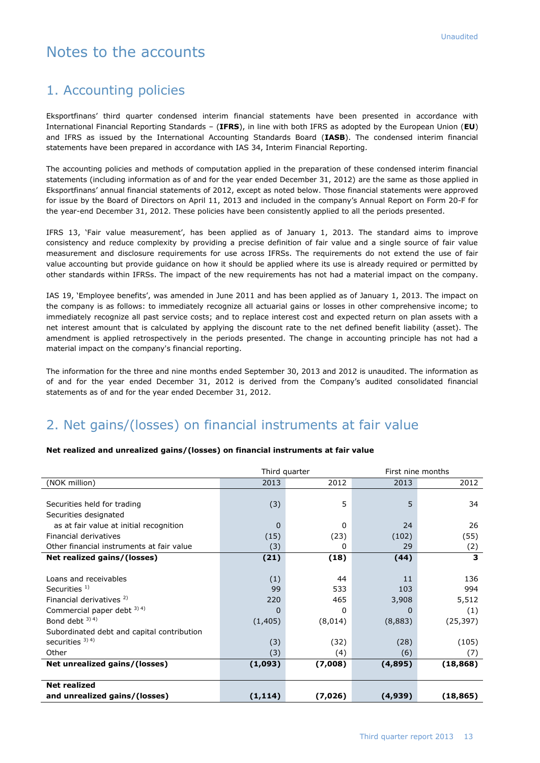Unaudited

# Notes to the accounts

## 1. Accounting policies

Eksportfinans' third quarter condensed interim financial statements have been presented in accordance with International Financial Reporting Standards – (**IFRS**), in line with both IFRS as adopted by the European Union (**EU**) and IFRS as issued by the International Accounting Standards Board (**IASB**). The condensed interim financial statements have been prepared in accordance with IAS 34, Interim Financial Reporting.

The accounting policies and methods of computation applied in the preparation of these condensed interim financial statements (including information as of and for the year ended December 31, 2012) are the same as those applied in Eksportfinans' annual financial statements of 2012, except as noted below. Those financial statements were approved for issue by the Board of Directors on April 11, 2013 and included in the company's Annual Report on Form 20-F for the year-end December 31, 2012. These policies have been consistently applied to all the periods presented.

IFRS 13, 'Fair value measurement', has been applied as of January 1, 2013. The standard aims to improve consistency and reduce complexity by providing a precise definition of fair value and a single source of fair value measurement and disclosure requirements for use across IFRSs. The requirements do not extend the use of fair value accounting but provide guidance on how it should be applied where its use is already required or permitted by other standards within IFRSs. The impact of the new requirements has not had a material impact on the company.

IAS 19, 'Employee benefits', was amended in June 2011 and has been applied as of January 1, 2013. The impact on the company is as follows: to immediately recognize all actuarial gains or losses in other comprehensive income; to immediately recognize all past service costs; and to replace interest cost and expected return on plan assets with a net interest amount that is calculated by applying the discount rate to the net defined benefit liability (asset). The amendment is applied retrospectively in the periods presented. The change in accounting principle has not had a material impact on the company's financial reporting.

The information for the three and nine months ended September 30, 2013 and 2012 is unaudited. The information as of and for the year ended December 31, 2012 is derived from the Company's audited consolidated financial statements as of and for the year ended December 31, 2012.

## 2. Net gains/(losses) on financial instruments at fair value

**Net realized and unrealized gains/(losses) on financial instruments at fair value**

| | Third quarter | | First nine months | |
|---|---|---|---|---|
| (NOK million) | 2013 | 2012 | 2013 | 2012 |
| Securities held for trading | (3) | 5 | 5 | 34 |
| Securities designated as at fair value at initial recognition | 0 | 0 | 24 | 26 |
| Financial derivatives | (15) | (23) | (102) | (55) |
| Other financial instruments at fair value | (3) | 0 | 29 | (2) |
| **Net realized gains/(losses)** | **(21)** | **(18)** | **(44)** | **3** |
| Loans and receivables | (1) | 44 | 11 | 136 |
| Securities [1] | 99 | 533 | 103 | 994 |
| Financial derivatives [2] | 220 | 465 | 3,908 | 5,512 |
| Commercial paper debt [3) 4] | 0 | 0 | 0 | (1) |
| Bond debt [3) 4] | (1,405) | (8,014) | (8,883) | (25,397) |
| Subordinated debt and capital contribution securities [3) 4] | (3) | (32) | (28) | (105) |
| Other | (3) | (4) | (6) | (7) |
| **Net unrealized gains/(losses)** | **(1,093)** | **(7,008)** | **(4,895)** | **(18,868)** |
| **Net realized and unrealized gains/(losses)** | **(1,114)** | **(7,026)** | **(4,939)** | **(18,865)** |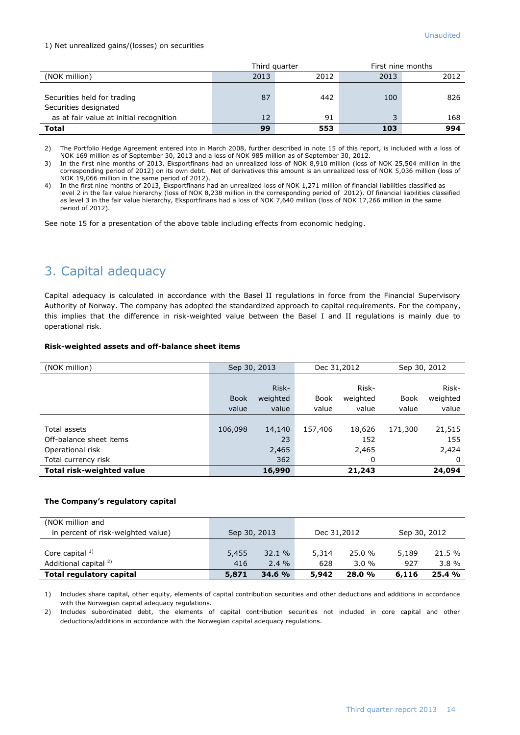1) Net unrealized gains/(losses) on securities

| (NOK million) | Third quarter 2013 | Third quarter 2012 | First nine months 2013 | First nine months 2012 |
|---|---|---|---|---|
| Securities held for trading | 87 | 442 | 100 | 826 |
| Securities designated as at fair value at initial recognition | 12 | 91 | 3 | 168 |
| **Total** | **99** | **553** | **103** | **994** |

2) The Portfolio Hedge Agreement entered into in March 2008, further described in note 15 of this report, is included with a loss of NOK 169 million as of September 30, 2013 and a loss of NOK 985 million as of September 30, 2012.

3) In the first nine months of 2013, Eksportfinans had an unrealized loss of NOK 8,910 million (loss of NOK 25,504 million in the corresponding period of 2012) on its own debt. Net of derivatives this amount is an unrealized loss of NOK 5,036 million (loss of NOK 19,066 million in the same period of 2012).

4) In the first nine months of 2013, Eksportfinans had an unrealized loss of NOK 1,271 million of financial liabilities classified as level 2 in the fair value hierarchy (loss of NOK 8,238 million in the corresponding period of 2012). Of financial liabilities classified as level 3 in the fair value hierarchy, Eksportfinans had a loss of NOK 7,640 million (loss of NOK 17,266 million in the same period of 2012).

See note 15 for a presentation of the above table including effects from economic hedging.

# 3. Capital adequacy

Capital adequacy is calculated in accordance with the Basel II regulations in force from the Financial Supervisory Authority of Norway. The company has adopted the standardized approach to capital requirements. For the company, this implies that the difference in risk-weighted value between the Basel I and II regulations is mainly due to operational risk.

**Risk-weighted assets and off-balance sheet items**

| (NOK million) | Sep 30, 2013 | | Dec 31,2012 | | Sep 30, 2012 | |
|---|---|---|---|---|---|---|
| | Book value | Risk-weighted value | Book value | Risk-weighted value | Book value | Risk-weighted value |
| Total assets | 106,098 | 14,140 | 157,406 | 18,626 | 171,300 | 21,515 |
| Off-balance sheet items | | 23 | | 152 | | 155 |
| Operational risk | | 2,465 | | 2,465 | | 2,424 |
| Total currency risk | | 362 | | 0 | | 0 |
| **Total risk-weighted value** | | **16,990** | | **21,243** | | **24,094** |

**The Company's regulatory capital**

| (NOK million and in percent of risk-weighted value) | Sep 30, 2013 | | Dec 31,2012 | | Sep 30, 2012 | |
|---|---|---|---|---|---|---|
| Core capital [1] | 5,455 | 32.1 % | 5,314 | 25.0 % | 5,189 | 21.5 % |
| Additional capital [2] | 416 | 2.4 % | 628 | 3.0 % | 927 | 3.8 % |
| **Total regulatory capital** | **5,871** | **34.6 %** | **5,942** | **28.0 %** | **6,116** | **25.4 %** |

1) Includes share capital, other equity, elements of capital contribution securities and other deductions and additions in accordance with the Norwegian capital adequacy regulations.

2) Includes subordinated debt, the elements of capital contribution securities not included in core capital and other deductions/additions in accordance with the Norwegian capital adequacy regulations.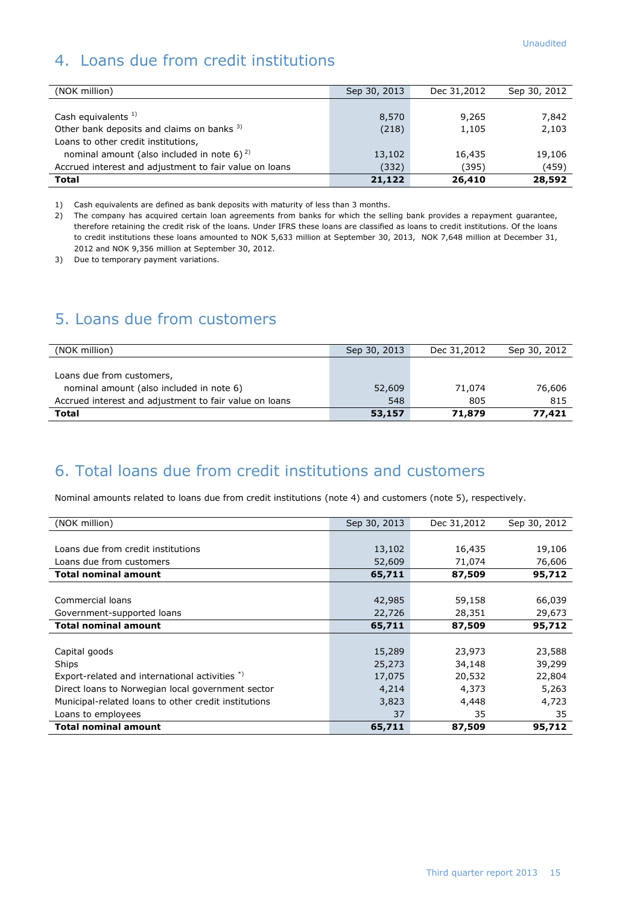Unaudited

## 4. Loans due from credit institutions

| (NOK million) | Sep 30, 2013 | Dec 31,2012 | Sep 30, 2012 |
|---|---|---|---|
| Cash equivalents [1] | 8,570 | 9,265 | 7,842 |
| Other bank deposits and claims on banks [3] | (218) | 1,105 | 2,103 |
| Loans to other credit institutions, | | | |
| nominal amount (also included in note 6) [2] | 13,102 | 16,435 | 19,106 |
| Accrued interest and adjustment to fair value on loans | (332) | (395) | (459) |
| **Total** | **21,122** | **26,410** | **28,592** |

1) Cash equivalents are defined as bank deposits with maturity of less than 3 months.

2) The company has acquired certain loan agreements from banks for which the selling bank provides a repayment guarantee, therefore retaining the credit risk of the loans. Under IFRS these loans are classified as loans to credit institutions. Of the loans to credit institutions these loans amounted to NOK 5,633 million at September 30, 2013, NOK 7,648 million at December 31, 2012 and NOK 9,356 million at September 30, 2012.

3) Due to temporary payment variations.

## 5. Loans due from customers

| (NOK million) | Sep 30, 2013 | Dec 31,2012 | Sep 30, 2012 |
|---|---|---|---|
| Loans due from customers, | | | |
| nominal amount (also included in note 6) | 52,609 | 71,074 | 76,606 |
| Accrued interest and adjustment to fair value on loans | 548 | 805 | 815 |
| **Total** | **53,157** | **71,879** | **77,421** |

## 6. Total loans due from credit institutions and customers

Nominal amounts related to loans due from credit institutions (note 4) and customers (note 5), respectively.

| (NOK million) | Sep 30, 2013 | Dec 31,2012 | Sep 30, 2012 |
|---|---|---|---|
| Loans due from credit institutions | 13,102 | 16,435 | 19,106 |
| Loans due from customers | 52,609 | 71,074 | 76,606 |
| **Total nominal amount** | **65,711** | **87,509** | **95,712** |
| | | | |
| Commercial loans | 42,985 | 59,158 | 66,039 |
| Government-supported loans | 22,726 | 28,351 | 29,673 |
| **Total nominal amount** | **65,711** | **87,509** | **95,712** |
| | | | |
| Capital goods | 15,289 | 23,973 | 23,588 |
| Ships | 25,273 | 34,148 | 39,299 |
| Export-related and international activities [*] | 17,075 | 20,532 | 22,804 |
| Direct loans to Norwegian local government sector | 4,214 | 4,373 | 5,263 |
| Municipal-related loans to other credit institutions | 3,823 | 4,448 | 4,723 |
| Loans to employees | 37 | 35 | 35 |
| **Total nominal amount** | **65,711** | **87,509** | **95,712** |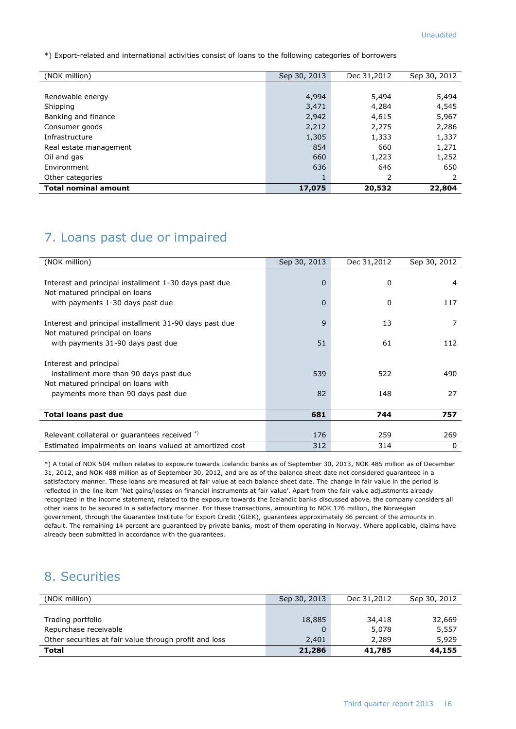*) Export-related and international activities consist of loans to the following categories of borrowers

| (NOK million) | Sep 30, 2013 | Dec 31,2012 | Sep 30, 2012 |
|---|---|---|---|
| Renewable energy | 4,994 | 5,494 | 5,494 |
| Shipping | 3,471 | 4,284 | 4,545 |
| Banking and finance | 2,942 | 4,615 | 5,967 |
| Consumer goods | 2,212 | 2,275 | 2,286 |
| Infrastructure | 1,305 | 1,333 | 1,337 |
| Real estate management | 854 | 660 | 1,271 |
| Oil and gas | 660 | 1,223 | 1,252 |
| Environment | 636 | 646 | 650 |
| Other categories | 1 | 2 | 2 |
| **Total nominal amount** | **17,075** | **20,532** | **22,804** |

## 7. Loans past due or impaired

| (NOK million) | Sep 30, 2013 | Dec 31,2012 | Sep 30, 2012 |
|---|---|---|---|
| Interest and principal installment 1-30 days past due | 0 | 0 | 4 |
| Not matured principal on loans with payments 1-30 days past due | 0 | 0 | 117 |
| Interest and principal installment 31-90 days past due | 9 | 13 | 7 |
| Not matured principal on loans with payments 31-90 days past due | 51 | 61 | 112 |
| Interest and principal installment more than 90 days past due | 539 | 522 | 490 |
| Not matured principal on loans with payments more than 90 days past due | 82 | 148 | 27 |
| **Total loans past due** | **681** | **744** | **757** |
| Relevant collateral or guarantees received *) | 176 | 259 | 269 |
| Estimated impairments on loans valued at amortized cost | 312 | 314 | 0 |

*) A total of NOK 504 million relates to exposure towards Icelandic banks as of September 30, 2013, NOK 485 million as of December 31, 2012, and NOK 488 million as of September 30, 2012, and are as of the balance sheet date not considered guaranteed in a satisfactory manner. These loans are measured at fair value at each balance sheet date. The change in fair value in the period is reflected in the line item 'Net gains/losses on financial instruments at fair value'. Apart from the fair value adjustments already recognized in the income statement, related to the exposure towards the Icelandic banks discussed above, the company considers all other loans to be secured in a satisfactory manner. For these transactions, amounting to NOK 176 million, the Norwegian government, through the Guarantee Institute for Export Credit (GIEK), guarantees approximately 86 percent of the amounts in default. The remaining 14 percent are guaranteed by private banks, most of them operating in Norway. Where applicable, claims have already been submitted in accordance with the guarantees.

## 8. Securities

| (NOK million) | Sep 30, 2013 | Dec 31,2012 | Sep 30, 2012 |
|---|---|---|---|
| Trading portfolio | 18,885 | 34,418 | 32,669 |
| Repurchase receivable | 0 | 5,078 | 5,557 |
| Other securities at fair value through profit and loss | 2,401 | 2,289 | 5,929 |
| **Total** | **21,286** | **41,785** | **44,155** |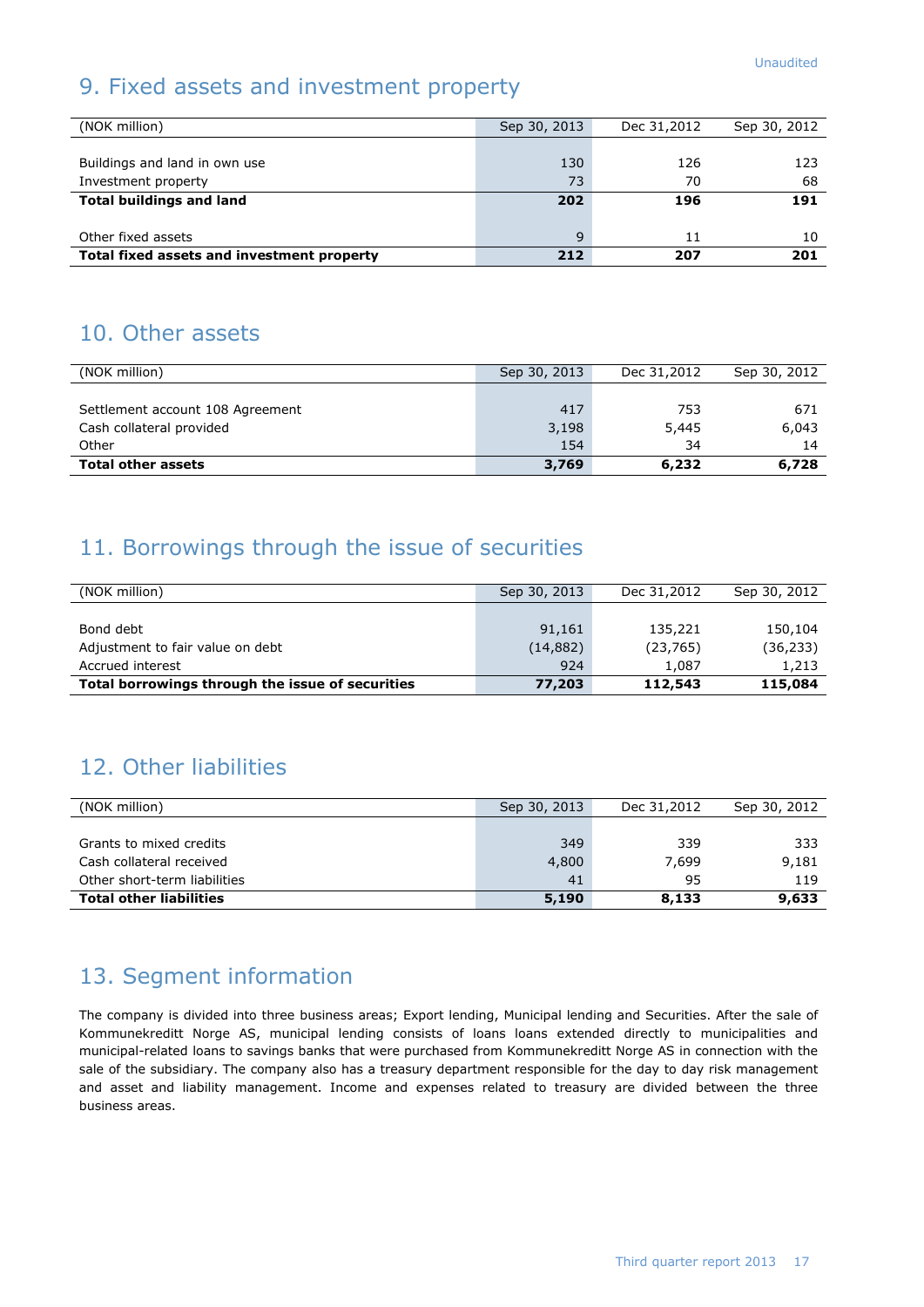Unaudited

## 9. Fixed assets and investment property

| (NOK million) | Sep 30, 2013 | Dec 31,2012 | Sep 30, 2012 |
|---|---|---|---|
| Buildings and land in own use | 130 | 126 | 123 |
| Investment property | 73 | 70 | 68 |
| **Total buildings and land** | **202** | **196** | **191** |
| Other fixed assets | 9 | 11 | 10 |
| **Total fixed assets and investment property** | **212** | **207** | **201** |

## 10. Other assets

| (NOK million) | Sep 30, 2013 | Dec 31,2012 | Sep 30, 2012 |
|---|---|---|---|
| Settlement account 108 Agreement | 417 | 753 | 671 |
| Cash collateral provided | 3,198 | 5,445 | 6,043 |
| Other | 154 | 34 | 14 |
| **Total other assets** | **3,769** | **6,232** | **6,728** |

## 11. Borrowings through the issue of securities

| (NOK million) | Sep 30, 2013 | Dec 31,2012 | Sep 30, 2012 |
|---|---|---|---|
| Bond debt | 91,161 | 135,221 | 150,104 |
| Adjustment to fair value on debt | (14,882) | (23,765) | (36,233) |
| Accrued interest | 924 | 1,087 | 1,213 |
| **Total borrowings through the issue of securities** | **77,203** | **112,543** | **115,084** |

## 12. Other liabilities

| (NOK million) | Sep 30, 2013 | Dec 31,2012 | Sep 30, 2012 |
|---|---|---|---|
| Grants to mixed credits | 349 | 339 | 333 |
| Cash collateral received | 4,800 | 7,699 | 9,181 |
| Other short-term liabilities | 41 | 95 | 119 |
| **Total other liabilities** | **5,190** | **8,133** | **9,633** |

## 13. Segment information

The company is divided into three business areas; Export lending, Municipal lending and Securities. After the sale of Kommunekreditt Norge AS, municipal lending consists of loans loans extended directly to municipalities and municipal-related loans to savings banks that were purchased from Kommunekreditt Norge AS in connection with the sale of the subsidiary. The company also has a treasury department responsible for the day to day risk management and asset and liability management. Income and expenses related to treasury are divided between the three business areas.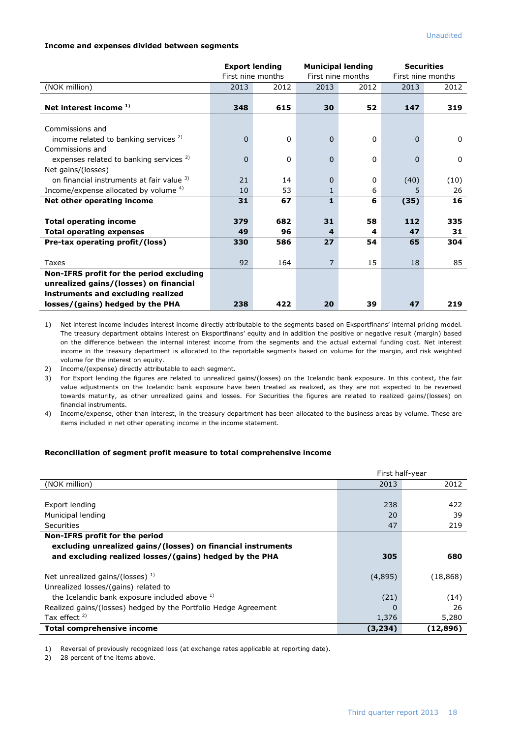Unaudited

**Income and expenses divided between segments**

| (NOK million) | Export lending First nine months 2013 | Export lending First nine months 2012 | Municipal lending First nine months 2013 | Municipal lending First nine months 2012 | Securities First nine months 2013 | Securities First nine months 2012 |
|---|---|---|---|---|---|---|
| **Net interest income [1]** | **348** | **615** | **30** | **52** | **147** | **319** |
| Commissions and income related to banking services [2] | 0 | 0 | 0 | 0 | 0 | 0 |
| Commissions and expenses related to banking services [2] | 0 | 0 | 0 | 0 | 0 | 0 |
| Net gains/(losses) on financial instruments at fair value [3] | 21 | 14 | 0 | 0 | (40) | (10) |
| Income/expense allocated by volume [4] | 10 | 53 | 1 | 6 | 5 | 26 |
| **Net other operating income** | **31** | **67** | **1** | **6** | **(35)** | **16** |
| **Total operating income** | **379** | **682** | **31** | **58** | **112** | **335** |
| **Total operating expenses** | **49** | **96** | **4** | **4** | **47** | **31** |
| **Pre-tax operating profit/(loss)** | **330** | **586** | **27** | **54** | **65** | **304** |
| Taxes | 92 | 164 | 7 | 15 | 18 | 85 |
| **Non-IFRS profit for the period excluding unrealized gains/(losses) on financial instruments and excluding realized losses/(gains) hedged by the PHA** | **238** | **422** | **20** | **39** | **47** | **219** |

1) Net interest income includes interest income directly attributable to the segments based on Eksportfinans' internal pricing model. The treasury department obtains interest on Eksportfinans' equity and in addition the positive or negative result (margin) based on the difference between the internal interest income from the segments and the actual external funding cost. Net interest income in the treasury department is allocated to the reportable segments based on volume for the margin, and risk weighted volume for the interest on equity.

2) Income/(expense) directly attributable to each segment.

3) For Export lending the figures are related to unrealized gains/(losses) on the Icelandic bank exposure. In this context, the fair value adjustments on the Icelandic bank exposure have been treated as realized, as they are not expected to be reversed towards maturity, as other unrealized gains and losses. For Securities the figures are related to realized gains/(losses) on financial instruments.

4) Income/expense, other than interest, in the treasury department has been allocated to the business areas by volume. These are items included in net other operating income in the income statement.

**Reconciliation of segment profit measure to total comprehensive income**

| (NOK million) | First half-year 2013 | First half-year 2012 |
|---|---|---|
| Export lending | 238 | 422 |
| Municipal lending | 20 | 39 |
| Securities | 47 | 219 |
| **Non-IFRS profit for the period excluding unrealized gains/(losses) on financial instruments and excluding realized losses/(gains) hedged by the PHA** | **305** | **680** |
| Net unrealized gains/(losses) [1] | (4,895) | (18,868) |
| Unrealized losses/(gains) related to the Icelandic bank exposure included above [1] | (21) | (14) |
| Realized gains/(losses) hedged by the Portfolio Hedge Agreement | 0 | 26 |
| Tax effect [2] | 1,376 | 5,280 |
| **Total comprehensive income** | **(3,234)** | **(12,896)** |

1) Reversal of previously recognized loss (at exchange rates applicable at reporting date).

2) 28 percent of the items above.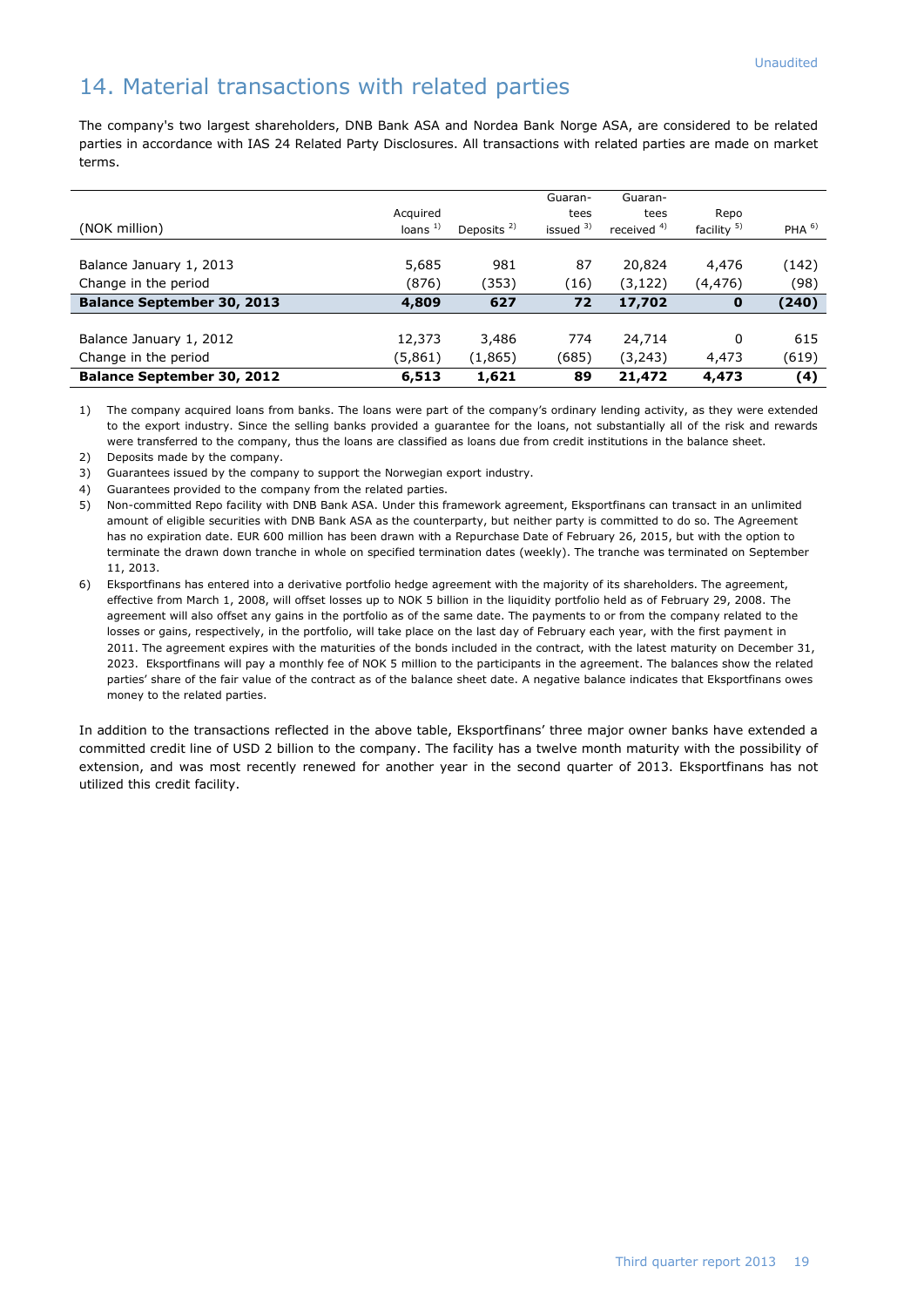## 14. Material transactions with related parties

The company's two largest shareholders, DNB Bank ASA and Nordea Bank Norge ASA, are considered to be related parties in accordance with IAS 24 Related Party Disclosures. All transactions with related parties are made on market terms.

| (NOK million) | Acquired loans [1] | Deposits [2] | Guaran-tees issued [3] | Guaran-tees received [4] | Repo facility [5] | PHA [6] |
|---|---|---|---|---|---|---|
| Balance January 1, 2013 | 5,685 | 981 | 87 | 20,824 | 4,476 | (142) |
| Change in the period | (876) | (353) | (16) | (3,122) | (4,476) | (98) |
| **Balance September 30, 2013** | **4,809** | **627** | **72** | **17,702** | **0** | **(240)** |
| Balance January 1, 2012 | 12,373 | 3,486 | 774 | 24,714 | 0 | 615 |
| Change in the period | (5,861) | (1,865) | (685) | (3,243) | 4,473 | (619) |
| **Balance September 30, 2012** | **6,513** | **1,621** | **89** | **21,472** | **4,473** | **(4)** |

1) The company acquired loans from banks. The loans were part of the company's ordinary lending activity, as they were extended to the export industry. Since the selling banks provided a guarantee for the loans, not substantially all of the risk and rewards were transferred to the company, thus the loans are classified as loans due from credit institutions in the balance sheet.
2) Deposits made by the company.
3) Guarantees issued by the company to support the Norwegian export industry.
4) Guarantees provided to the company from the related parties.
5) Non-committed Repo facility with DNB Bank ASA. Under this framework agreement, Eksportfinans can transact in an unlimited amount of eligible securities with DNB Bank ASA as the counterparty, but neither party is committed to do so. The Agreement has no expiration date. EUR 600 million has been drawn with a Repurchase Date of February 26, 2015, but with the option to terminate the drawn down tranche in whole on specified termination dates (weekly). The tranche was terminated on September 11, 2013.
6) Eksportfinans has entered into a derivative portfolio hedge agreement with the majority of its shareholders. The agreement, effective from March 1, 2008, will offset losses up to NOK 5 billion in the liquidity portfolio held as of February 29, 2008. The agreement will also offset any gains in the portfolio as of the same date. The payments to or from the company related to the losses or gains, respectively, in the portfolio, will take place on the last day of February each year, with the first payment in 2011. The agreement expires with the maturities of the bonds included in the contract, with the latest maturity on December 31, 2023. Eksportfinans will pay a monthly fee of NOK 5 million to the participants in the agreement. The balances show the related parties' share of the fair value of the contract as of the balance sheet date. A negative balance indicates that Eksportfinans owes money to the related parties.

In addition to the transactions reflected in the above table, Eksportfinans' three major owner banks have extended a committed credit line of USD 2 billion to the company. The facility has a twelve month maturity with the possibility of extension, and was most recently renewed for another year in the second quarter of 2013. Eksportfinans has not utilized this credit facility.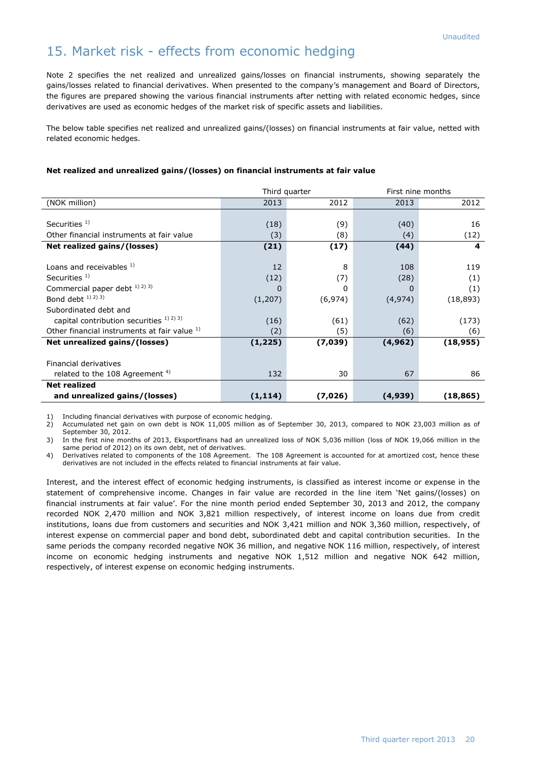Unaudited

# 15. Market risk - effects from economic hedging

Note 2 specifies the net realized and unrealized gains/losses on financial instruments, showing separately the gains/losses related to financial derivatives. When presented to the company's management and Board of Directors, the figures are prepared showing the various financial instruments after netting with related economic hedges, since derivatives are used as economic hedges of the market risk of specific assets and liabilities.

The below table specifies net realized and unrealized gains/(losses) on financial instruments at fair value, netted with related economic hedges.

**Net realized and unrealized gains/(losses) on financial instruments at fair value**

| | Third quarter | | First nine months | |
|---|---|---|---|---|
| (NOK million) | 2013 | 2012 | 2013 | 2012 |
| Securities [1] | (18) | (9) | (40) | 16 |
| Other financial instruments at fair value | (3) | (8) | (4) | (12) |
| **Net realized gains/(losses)** | **(21)** | **(17)** | **(44)** | **4** |
| Loans and receivables [1] | 12 | 8 | 108 | 119 |
| Securities [1] | (12) | (7) | (28) | (1) |
| Commercial paper debt [1) 2) 3)] | 0 | 0 | 0 | (1) |
| Bond debt [1) 2) 3)] | (1,207) | (6,974) | (4,974) | (18,893) |
| Subordinated debt and capital contribution securities [1) 2) 3)] | (16) | (61) | (62) | (173) |
| Other financial instruments at fair value [1] | (2) | (5) | (6) | (6) |
| **Net unrealized gains/(losses)** | **(1,225)** | **(7,039)** | **(4,962)** | **(18,955)** |
| Financial derivatives related to the 108 Agreement [4] | 132 | 30 | 67 | 86 |
| **Net realized and unrealized gains/(losses)** | **(1,114)** | **(7,026)** | **(4,939)** | **(18,865)** |

1) Including financial derivatives with purpose of economic hedging.
2) Accumulated net gain on own debt is NOK 11,005 million as of September 30, 2013, compared to NOK 23,003 million as of September 30, 2012.
3) In the first nine months of 2013, Eksportfinans had an unrealized loss of NOK 5,036 million (loss of NOK 19,066 million in the same period of 2012) on its own debt, net of derivatives.
4) Derivatives related to components of the 108 Agreement. The 108 Agreement is accounted for at amortized cost, hence these derivatives are not included in the effects related to financial instruments at fair value.

Interest, and the interest effect of economic hedging instruments, is classified as interest income or expense in the statement of comprehensive income. Changes in fair value are recorded in the line item 'Net gains/(losses) on financial instruments at fair value'. For the nine month period ended September 30, 2013 and 2012, the company recorded NOK 2,470 million and NOK 3,821 million respectively, of interest income on loans due from credit institutions, loans due from customers and securities and NOK 3,421 million and NOK 3,360 million, respectively, of interest expense on commercial paper and bond debt, subordinated debt and capital contribution securities. In the same periods the company recorded negative NOK 36 million, and negative NOK 116 million, respectively, of interest income on economic hedging instruments and negative NOK 1,512 million and negative NOK 642 million, respectively, of interest expense on economic hedging instruments.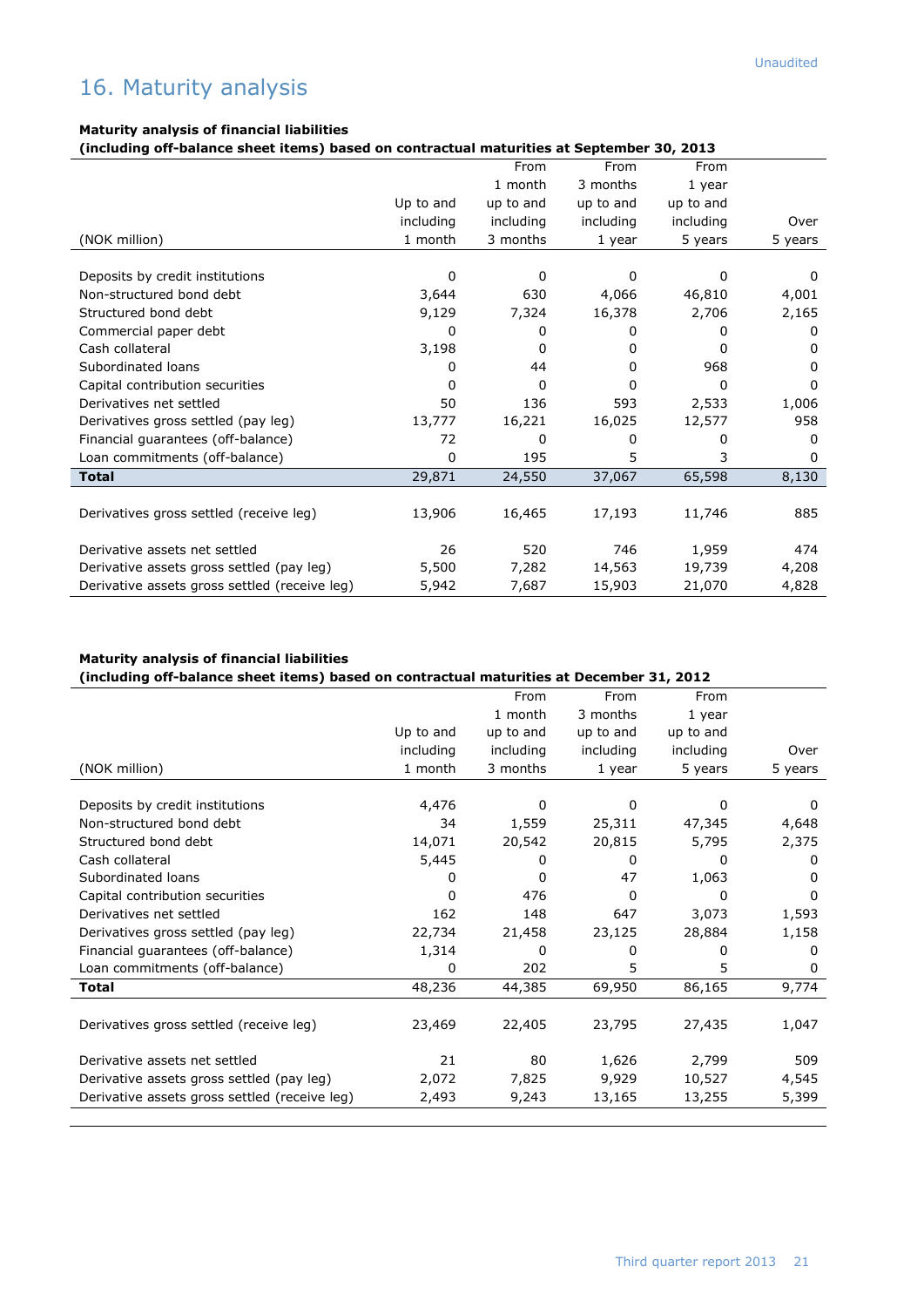Unaudited

# 16. Maturity analysis

**Maturity analysis of financial liabilities**
**(including off-balance sheet items) based on contractual maturities at September 30, 2013**

| (NOK million) | Up to and including 1 month | From 1 month up to and including 3 months | From 3 months up to and including 1 year | From 1 year up to and including 5 years | Over 5 years |
|---|---|---|---|---|---|
| Deposits by credit institutions | 0 | 0 | 0 | 0 | 0 |
| Non-structured bond debt | 3,644 | 630 | 4,066 | 46,810 | 4,001 |
| Structured bond debt | 9,129 | 7,324 | 16,378 | 2,706 | 2,165 |
| Commercial paper debt | 0 | 0 | 0 | 0 | 0 |
| Cash collateral | 3,198 | 0 | 0 | 0 | 0 |
| Subordinated loans | 0 | 44 | 0 | 968 | 0 |
| Capital contribution securities | 0 | 0 | 0 | 0 | 0 |
| Derivatives net settled | 50 | 136 | 593 | 2,533 | 1,006 |
| Derivatives gross settled (pay leg) | 13,777 | 16,221 | 16,025 | 12,577 | 958 |
| Financial guarantees (off-balance) | 72 | 0 | 0 | 0 | 0 |
| Loan commitments (off-balance) | 0 | 195 | 5 | 3 | 0 |
| **Total** | 29,871 | 24,550 | 37,067 | 65,598 | 8,130 |
| | | | | | |
| Derivatives gross settled (receive leg) | 13,906 | 16,465 | 17,193 | 11,746 | 885 |
| | | | | | |
| Derivative assets net settled | 26 | 520 | 746 | 1,959 | 474 |
| Derivative assets gross settled (pay leg) | 5,500 | 7,282 | 14,563 | 19,739 | 4,208 |
| Derivative assets gross settled (receive leg) | 5,942 | 7,687 | 15,903 | 21,070 | 4,828 |

**Maturity analysis of financial liabilities**
**(including off-balance sheet items) based on contractual maturities at December 31, 2012**

| (NOK million) | Up to and including 1 month | From 1 month up to and including 3 months | From 3 months up to and including 1 year | From 1 year up to and including 5 years | Over 5 years |
|---|---|---|---|---|---|
| Deposits by credit institutions | 4,476 | 0 | 0 | 0 | 0 |
| Non-structured bond debt | 34 | 1,559 | 25,311 | 47,345 | 4,648 |
| Structured bond debt | 14,071 | 20,542 | 20,815 | 5,795 | 2,375 |
| Cash collateral | 5,445 | 0 | 0 | 0 | 0 |
| Subordinated loans | 0 | 0 | 47 | 1,063 | 0 |
| Capital contribution securities | 0 | 476 | 0 | 0 | 0 |
| Derivatives net settled | 162 | 148 | 647 | 3,073 | 1,593 |
| Derivatives gross settled (pay leg) | 22,734 | 21,458 | 23,125 | 28,884 | 1,158 |
| Financial guarantees (off-balance) | 1,314 | 0 | 0 | 0 | 0 |
| Loan commitments (off-balance) | 0 | 202 | 5 | 5 | 0 |
| **Total** | 48,236 | 44,385 | 69,950 | 86,165 | 9,774 |
| | | | | | |
| Derivatives gross settled (receive leg) | 23,469 | 22,405 | 23,795 | 27,435 | 1,047 |
| | | | | | |
| Derivative assets net settled | 21 | 80 | 1,626 | 2,799 | 509 |
| Derivative assets gross settled (pay leg) | 2,072 | 7,825 | 9,929 | 10,527 | 4,545 |
| Derivative assets gross settled (receive leg) | 2,493 | 9,243 | 13,165 | 13,255 | 5,399 |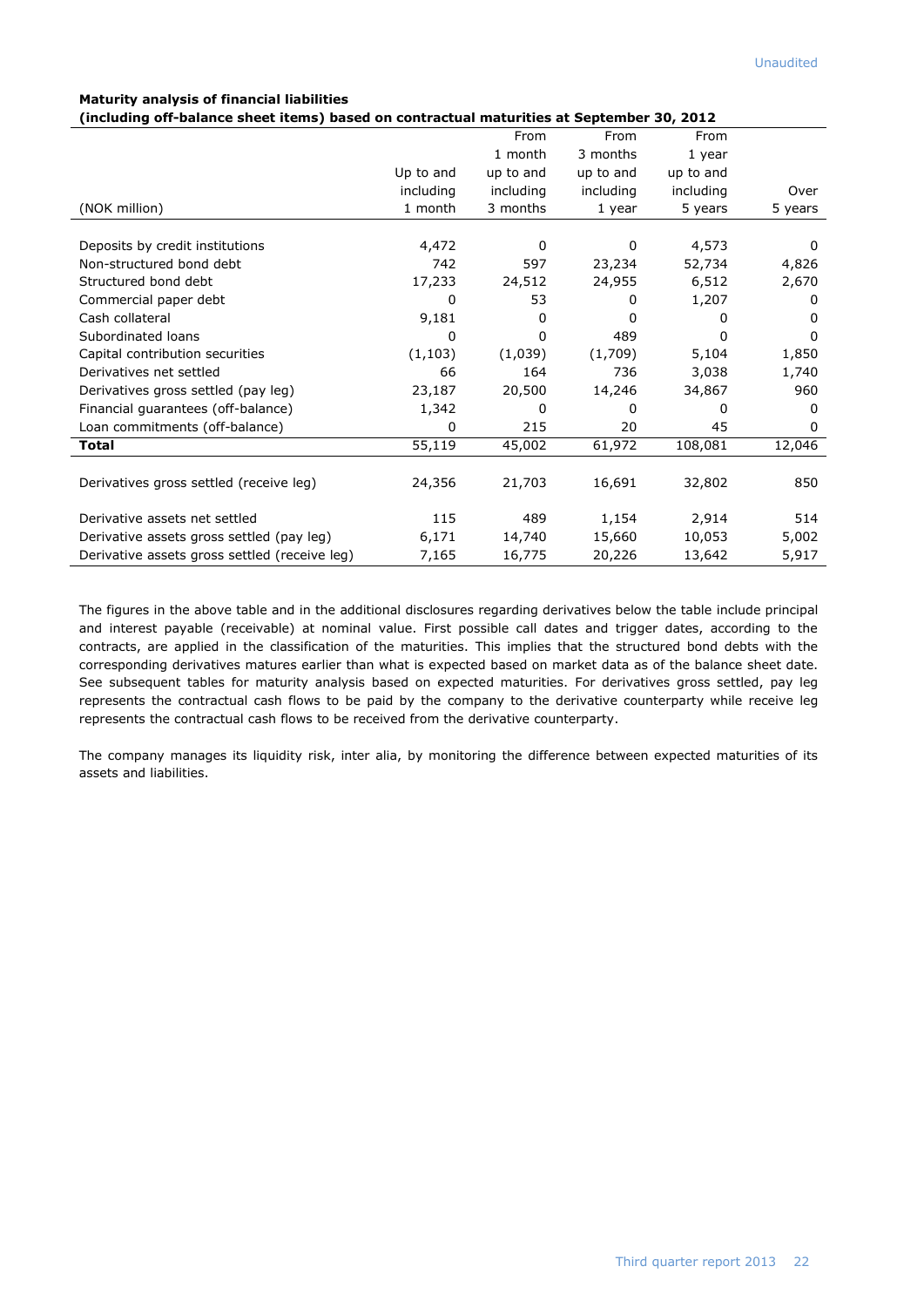Unaudited

**Maturity analysis of financial liabilities**
**(including off-balance sheet items) based on contractual maturities at September 30, 2012**

| (NOK million) | Up to and including 1 month | From 1 month up to and including 3 months | From 3 months up to and including 1 year | From 1 year up to and including 5 years | Over 5 years |
|---|---|---|---|---|---|
| Deposits by credit institutions | 4,472 | 0 | 0 | 4,573 | 0 |
| Non-structured bond debt | 742 | 597 | 23,234 | 52,734 | 4,826 |
| Structured bond debt | 17,233 | 24,512 | 24,955 | 6,512 | 2,670 |
| Commercial paper debt | 0 | 53 | 0 | 1,207 | 0 |
| Cash collateral | 9,181 | 0 | 0 | 0 | 0 |
| Subordinated loans | 0 | 0 | 489 | 0 | 0 |
| Capital contribution securities | (1,103) | (1,039) | (1,709) | 5,104 | 1,850 |
| Derivatives net settled | 66 | 164 | 736 | 3,038 | 1,740 |
| Derivatives gross settled (pay leg) | 23,187 | 20,500 | 14,246 | 34,867 | 960 |
| Financial guarantees (off-balance) | 1,342 | 0 | 0 | 0 | 0 |
| Loan commitments (off-balance) | 0 | 215 | 20 | 45 | 0 |
| **Total** | 55,119 | 45,002 | 61,972 | 108,081 | 12,046 |
| | | | | | |
| Derivatives gross settled (receive leg) | 24,356 | 21,703 | 16,691 | 32,802 | 850 |
| | | | | | |
| Derivative assets net settled | 115 | 489 | 1,154 | 2,914 | 514 |
| Derivative assets gross settled (pay leg) | 6,171 | 14,740 | 15,660 | 10,053 | 5,002 |
| Derivative assets gross settled (receive leg) | 7,165 | 16,775 | 20,226 | 13,642 | 5,917 |

The figures in the above table and in the additional disclosures regarding derivatives below the table include principal and interest payable (receivable) at nominal value. First possible call dates and trigger dates, according to the contracts, are applied in the classification of the maturities. This implies that the structured bond debts with the corresponding derivatives matures earlier than what is expected based on market data as of the balance sheet date. See subsequent tables for maturity analysis based on expected maturities. For derivatives gross settled, pay leg represents the contractual cash flows to be paid by the company to the derivative counterparty while receive leg represents the contractual cash flows to be received from the derivative counterparty.

The company manages its liquidity risk, inter alia, by monitoring the difference between expected maturities of its assets and liabilities.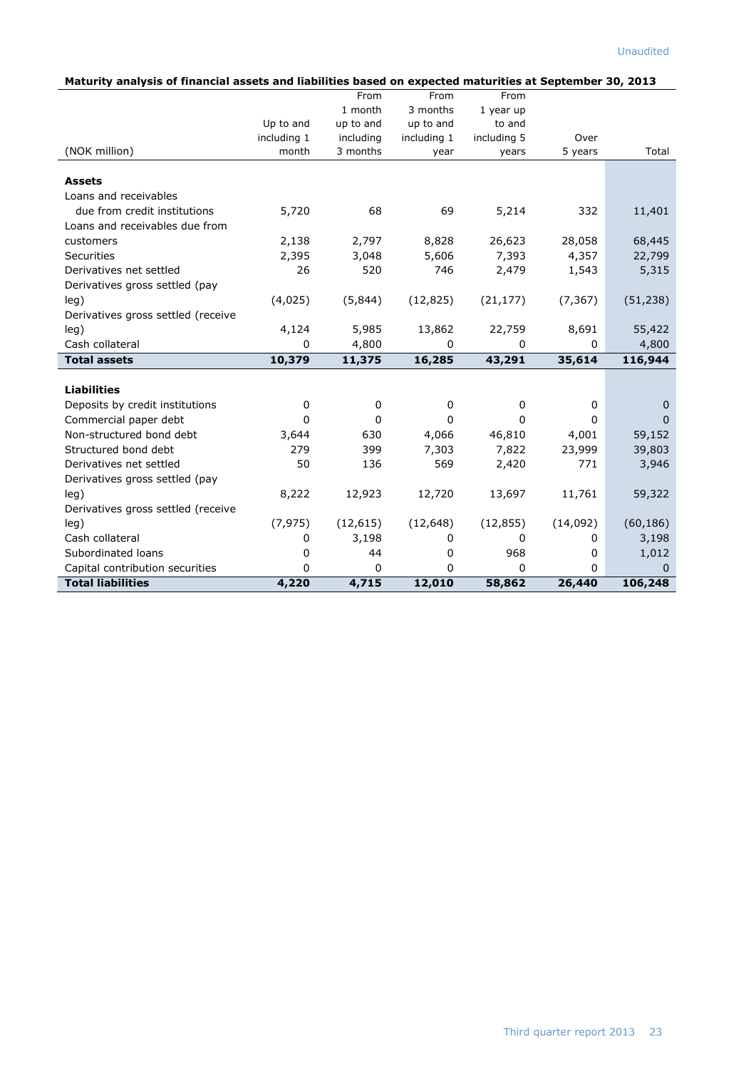Unaudited

**Maturity analysis of financial assets and liabilities based on expected maturities at September 30, 2013**

| (NOK million) | Up to and including 1 month | From 1 month up to and including 3 months | From 3 months up to and including 1 year | From 1 year up to and including 5 years | Over 5 years | Total |
|---|---|---|---|---|---|---|
| **Assets** | | | | | | |
| Loans and receivables due from credit institutions | 5,720 | 68 | 69 | 5,214 | 332 | 11,401 |
| Loans and receivables due from customers | 2,138 | 2,797 | 8,828 | 26,623 | 28,058 | 68,445 |
| Securities | 2,395 | 3,048 | 5,606 | 7,393 | 4,357 | 22,799 |
| Derivatives net settled | 26 | 520 | 746 | 2,479 | 1,543 | 5,315 |
| Derivatives gross settled (pay leg) | (4,025) | (5,844) | (12,825) | (21,177) | (7,367) | (51,238) |
| Derivatives gross settled (receive leg) | 4,124 | 5,985 | 13,862 | 22,759 | 8,691 | 55,422 |
| Cash collateral | 0 | 4,800 | 0 | 0 | 0 | 4,800 |
| **Total assets** | **10,379** | **11,375** | **16,285** | **43,291** | **35,614** | **116,944** |
| **Liabilities** | | | | | | |
| Deposits by credit institutions | 0 | 0 | 0 | 0 | 0 | 0 |
| Commercial paper debt | 0 | 0 | 0 | 0 | 0 | 0 |
| Non-structured bond debt | 3,644 | 630 | 4,066 | 46,810 | 4,001 | 59,152 |
| Structured bond debt | 279 | 399 | 7,303 | 7,822 | 23,999 | 39,803 |
| Derivatives net settled | 50 | 136 | 569 | 2,420 | 771 | 3,946 |
| Derivatives gross settled (pay leg) | 8,222 | 12,923 | 12,720 | 13,697 | 11,761 | 59,322 |
| Derivatives gross settled (receive leg) | (7,975) | (12,615) | (12,648) | (12,855) | (14,092) | (60,186) |
| Cash collateral | 0 | 3,198 | 0 | 0 | 0 | 3,198 |
| Subordinated loans | 0 | 44 | 0 | 968 | 0 | 1,012 |
| Capital contribution securities | 0 | 0 | 0 | 0 | 0 | 0 |
| **Total liabilities** | **4,220** | **4,715** | **12,010** | **58,862** | **26,440** | **106,248** |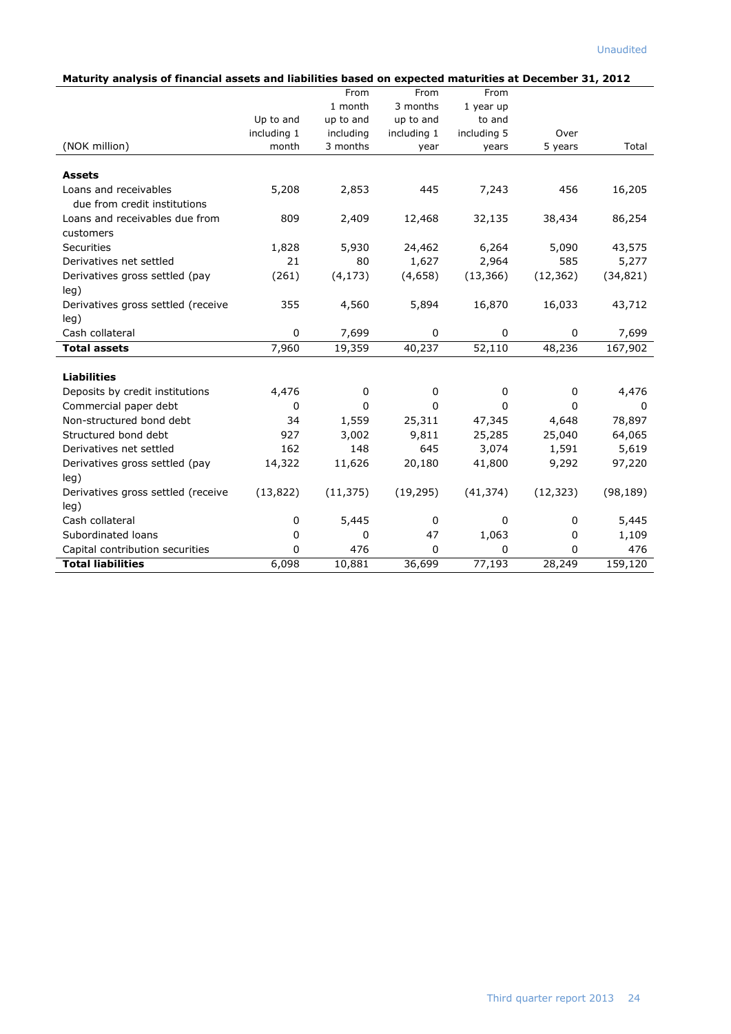Unaudited

**Maturity analysis of financial assets and liabilities based on expected maturities at December 31, 2012**

| (NOK million) | Up to and including 1 month | From 1 month up to and including 3 months | From 3 months up to and including 1 year | From 1 year up to and including 5 years | Over 5 years | Total |
|---|---|---|---|---|---|---|
| **Assets** | | | | | | |
| Loans and receivables due from credit institutions | 5,208 | 2,853 | 445 | 7,243 | 456 | 16,205 |
| Loans and receivables due from customers | 809 | 2,409 | 12,468 | 32,135 | 38,434 | 86,254 |
| Securities | 1,828 | 5,930 | 24,462 | 6,264 | 5,090 | 43,575 |
| Derivatives net settled | 21 | 80 | 1,627 | 2,964 | 585 | 5,277 |
| Derivatives gross settled (pay leg) | (261) | (4,173) | (4,658) | (13,366) | (12,362) | (34,821) |
| Derivatives gross settled (receive leg) | 355 | 4,560 | 5,894 | 16,870 | 16,033 | 43,712 |
| Cash collateral | 0 | 7,699 | 0 | 0 | 0 | 7,699 |
| **Total assets** | 7,960 | 19,359 | 40,237 | 52,110 | 48,236 | 167,902 |
| **Liabilities** | | | | | | |
| Deposits by credit institutions | 4,476 | 0 | 0 | 0 | 0 | 4,476 |
| Commercial paper debt | 0 | 0 | 0 | 0 | 0 | 0 |
| Non-structured bond debt | 34 | 1,559 | 25,311 | 47,345 | 4,648 | 78,897 |
| Structured bond debt | 927 | 3,002 | 9,811 | 25,285 | 25,040 | 64,065 |
| Derivatives net settled | 162 | 148 | 645 | 3,074 | 1,591 | 5,619 |
| Derivatives gross settled (pay leg) | 14,322 | 11,626 | 20,180 | 41,800 | 9,292 | 97,220 |
| Derivatives gross settled (receive leg) | (13,822) | (11,375) | (19,295) | (41,374) | (12,323) | (98,189) |
| Cash collateral | 0 | 5,445 | 0 | 0 | 0 | 5,445 |
| Subordinated loans | 0 | 0 | 47 | 1,063 | 0 | 1,109 |
| Capital contribution securities | 0 | 476 | 0 | 0 | 0 | 476 |
| **Total liabilities** | 6,098 | 10,881 | 36,699 | 77,193 | 28,249 | 159,120 |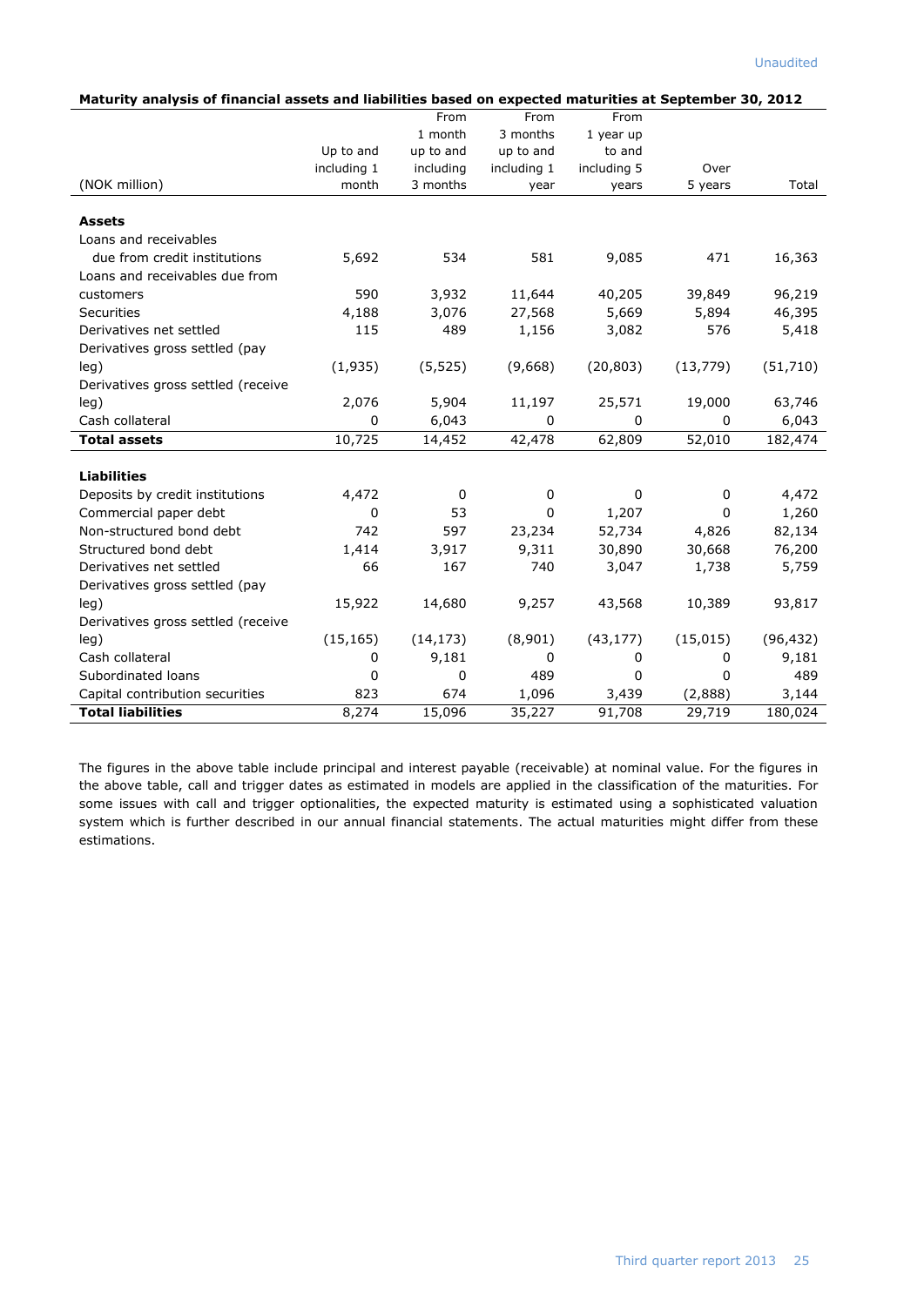Unaudited

**Maturity analysis of financial assets and liabilities based on expected maturities at September 30, 2012**

| (NOK million) | Up to and including 1 month | From 1 month up to and including 3 months | From 3 months up to and including 1 year | From 1 year up to and including 5 years | Over 5 years | Total |
|---|---|---|---|---|---|---|
| **Assets** | | | | | | |
| Loans and receivables due from credit institutions | 5,692 | 534 | 581 | 9,085 | 471 | 16,363 |
| Loans and receivables due from customers | 590 | 3,932 | 11,644 | 40,205 | 39,849 | 96,219 |
| Securities | 4,188 | 3,076 | 27,568 | 5,669 | 5,894 | 46,395 |
| Derivatives net settled | 115 | 489 | 1,156 | 3,082 | 576 | 5,418 |
| Derivatives gross settled (pay leg) | (1,935) | (5,525) | (9,668) | (20,803) | (13,779) | (51,710) |
| Derivatives gross settled (receive leg) | 2,076 | 5,904 | 11,197 | 25,571 | 19,000 | 63,746 |
| Cash collateral | 0 | 6,043 | 0 | 0 | 0 | 6,043 |
| **Total assets** | 10,725 | 14,452 | 42,478 | 62,809 | 52,010 | 182,474 |
| **Liabilities** | | | | | | |
| Deposits by credit institutions | 4,472 | 0 | 0 | 0 | 0 | 4,472 |
| Commercial paper debt | 0 | 53 | 0 | 1,207 | 0 | 1,260 |
| Non-structured bond debt | 742 | 597 | 23,234 | 52,734 | 4,826 | 82,134 |
| Structured bond debt | 1,414 | 3,917 | 9,311 | 30,890 | 30,668 | 76,200 |
| Derivatives net settled | 66 | 167 | 740 | 3,047 | 1,738 | 5,759 |
| Derivatives gross settled (pay leg) | 15,922 | 14,680 | 9,257 | 43,568 | 10,389 | 93,817 |
| Derivatives gross settled (receive leg) | (15,165) | (14,173) | (8,901) | (43,177) | (15,015) | (96,432) |
| Cash collateral | 0 | 9,181 | 0 | 0 | 0 | 9,181 |
| Subordinated loans | 0 | 0 | 489 | 0 | 0 | 489 |
| Capital contribution securities | 823 | 674 | 1,096 | 3,439 | (2,888) | 3,144 |
| **Total liabilities** | 8,274 | 15,096 | 35,227 | 91,708 | 29,719 | 180,024 |

The figures in the above table include principal and interest payable (receivable) at nominal value. For the figures in the above table, call and trigger dates as estimated in models are applied in the classification of the maturities. For some issues with call and trigger optionalities, the expected maturity is estimated using a sophisticated valuation system which is further described in our annual financial statements. The actual maturities might differ from these estimations.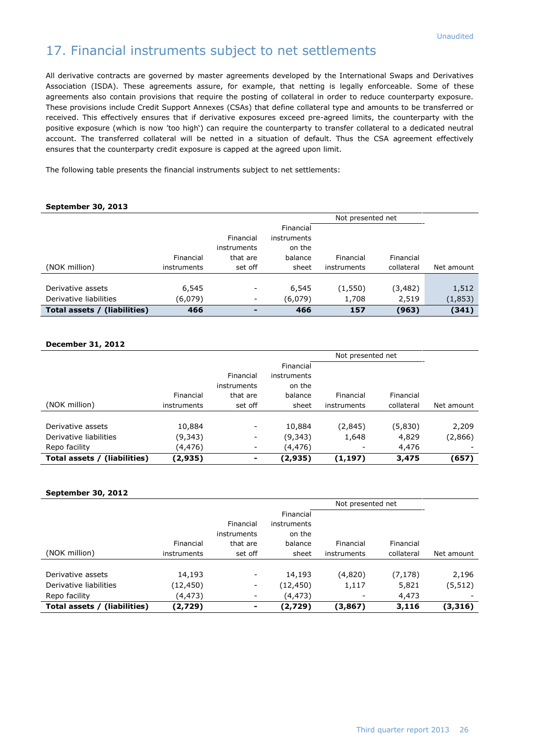# 17. Financial instruments subject to net settlements

All derivative contracts are governed by master agreements developed by the International Swaps and Derivatives Association (ISDA). These agreements assure, for example, that netting is legally enforceable. Some of these agreements also contain provisions that require the posting of collateral in order to reduce counterparty exposure. These provisions include Credit Support Annexes (CSAs) that define collateral type and amounts to be transferred or received. This effectively ensures that if derivative exposures exceed pre-agreed limits, the counterparty with the positive exposure (which is now 'too high') can require the counterparty to transfer collateral to a dedicated neutral account. The transferred collateral will be netted in a situation of default. Thus the CSA agreement effectively ensures that the counterparty credit exposure is capped at the agreed upon limit.

The following table presents the financial instruments subject to net settlements:

**September 30, 2013**

| | | | | Not presented net | | |
|---|---|---|---|---|---|---|
| (NOK million) | Financial instruments | Financial instruments that are set off | Financial instruments on the balance sheet | Financial instruments | Financial collateral | Net amount |
| Derivative assets | 6,545 | - | 6,545 | (1,550) | (3,482) | 1,512 |
| Derivative liabilities | (6,079) | - | (6,079) | 1,708 | 2,519 | (1,853) |
| **Total assets / (liabilities)** | **466** | **-** | **466** | **157** | **(963)** | **(341)** |

**December 31, 2012**

| | | | | Not presented net | | |
|---|---|---|---|---|---|---|
| (NOK million) | Financial instruments | Financial instruments that are set off | Financial instruments on the balance sheet | Financial instruments | Financial collateral | Net amount |
| Derivative assets | 10,884 | - | 10,884 | (2,845) | (5,830) | 2,209 |
| Derivative liabilities | (9,343) | - | (9,343) | 1,648 | 4,829 | (2,866) |
| Repo facility | (4,476) | - | (4,476) | - | 4,476 | - |
| **Total assets / (liabilities)** | **(2,935)** | **-** | **(2,935)** | **(1,197)** | **3,475** | **(657)** |

**September 30, 2012**

| | | | | Not presented net | | |
|---|---|---|---|---|---|---|
| (NOK million) | Financial instruments | Financial instruments that are set off | Financial instruments on the balance sheet | Financial instruments | Financial collateral | Net amount |
| Derivative assets | 14,193 | - | 14,193 | (4,820) | (7,178) | 2,196 |
| Derivative liabilities | (12,450) | - | (12,450) | 1,117 | 5,821 | (5,512) |
| Repo facility | (4,473) | - | (4,473) | - | 4,473 | - |
| **Total assets / (liabilities)** | **(2,729)** | **-** | **(2,729)** | **(3,867)** | **3,116** | **(3,316)** |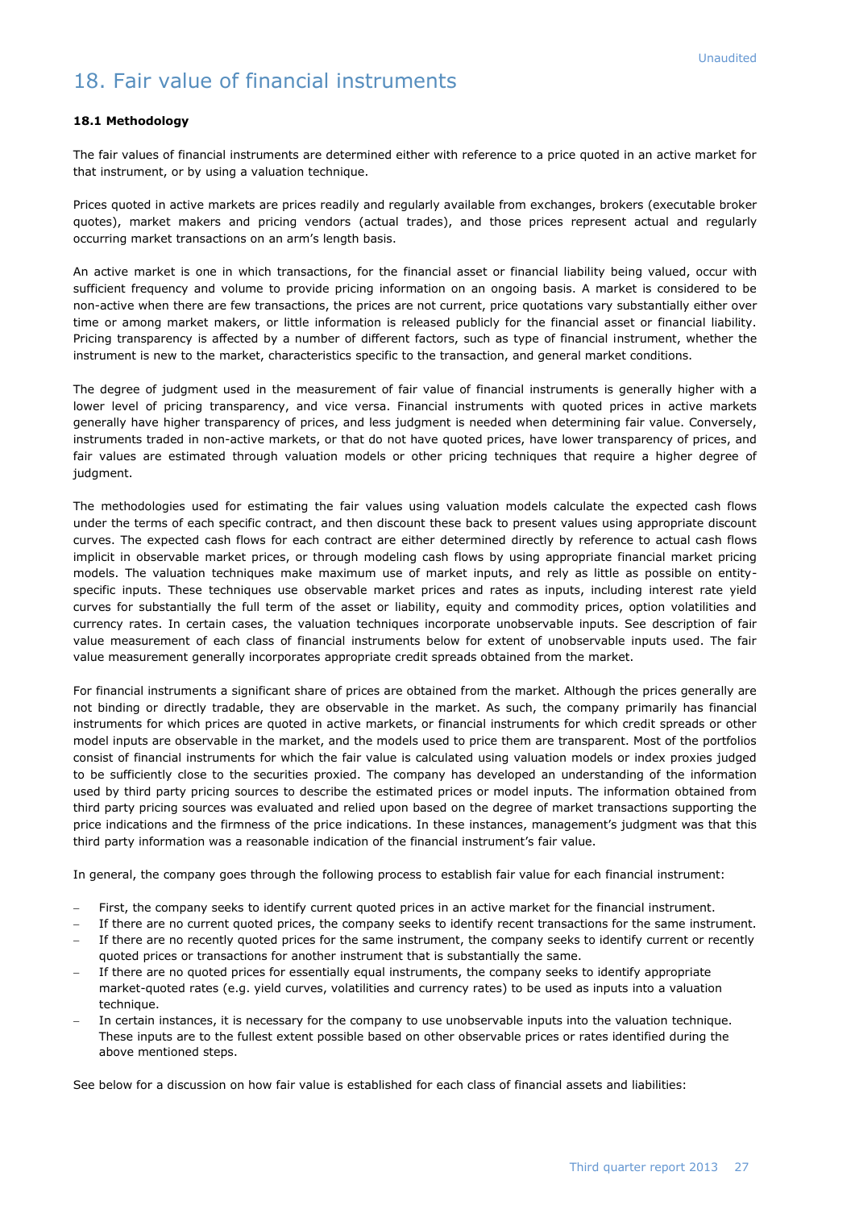Unaudited

# 18. Fair value of financial instruments

**18.1 Methodology**

The fair values of financial instruments are determined either with reference to a price quoted in an active market for that instrument, or by using a valuation technique.

Prices quoted in active markets are prices readily and regularly available from exchanges, brokers (executable broker quotes), market makers and pricing vendors (actual trades), and those prices represent actual and regularly occurring market transactions on an arm's length basis.

An active market is one in which transactions, for the financial asset or financial liability being valued, occur with sufficient frequency and volume to provide pricing information on an ongoing basis. A market is considered to be non-active when there are few transactions, the prices are not current, price quotations vary substantially either over time or among market makers, or little information is released publicly for the financial asset or financial liability. Pricing transparency is affected by a number of different factors, such as type of financial instrument, whether the instrument is new to the market, characteristics specific to the transaction, and general market conditions.

The degree of judgment used in the measurement of fair value of financial instruments is generally higher with a lower level of pricing transparency, and vice versa. Financial instruments with quoted prices in active markets generally have higher transparency of prices, and less judgment is needed when determining fair value. Conversely, instruments traded in non-active markets, or that do not have quoted prices, have lower transparency of prices, and fair values are estimated through valuation models or other pricing techniques that require a higher degree of judgment.

The methodologies used for estimating the fair values using valuation models calculate the expected cash flows under the terms of each specific contract, and then discount these back to present values using appropriate discount curves. The expected cash flows for each contract are either determined directly by reference to actual cash flows implicit in observable market prices, or through modeling cash flows by using appropriate financial market pricing models. The valuation techniques make maximum use of market inputs, and rely as little as possible on entity-specific inputs. These techniques use observable market prices and rates as inputs, including interest rate yield curves for substantially the full term of the asset or liability, equity and commodity prices, option volatilities and currency rates. In certain cases, the valuation techniques incorporate unobservable inputs. See description of fair value measurement of each class of financial instruments below for extent of unobservable inputs used. The fair value measurement generally incorporates appropriate credit spreads obtained from the market.

For financial instruments a significant share of prices are obtained from the market. Although the prices generally are not binding or directly tradable, they are observable in the market. As such, the company primarily has financial instruments for which prices are quoted in active markets, or financial instruments for which credit spreads or other model inputs are observable in the market, and the models used to price them are transparent. Most of the portfolios consist of financial instruments for which the fair value is calculated using valuation models or index proxies judged to be sufficiently close to the securities proxied. The company has developed an understanding of the information used by third party pricing sources to describe the estimated prices or model inputs. The information obtained from third party pricing sources was evaluated and relied upon based on the degree of market transactions supporting the price indications and the firmness of the price indications. In these instances, management's judgment was that this third party information was a reasonable indication of the financial instrument's fair value.

In general, the company goes through the following process to establish fair value for each financial instrument:

- First, the company seeks to identify current quoted prices in an active market for the financial instrument.
- If there are no current quoted prices, the company seeks to identify recent transactions for the same instrument.
- If there are no recently quoted prices for the same instrument, the company seeks to identify current or recently quoted prices or transactions for another instrument that is substantially the same.
- If there are no quoted prices for essentially equal instruments, the company seeks to identify appropriate market-quoted rates (e.g. yield curves, volatilities and currency rates) to be used as inputs into a valuation technique.
- In certain instances, it is necessary for the company to use unobservable inputs into the valuation technique. These inputs are to the fullest extent possible based on other observable prices or rates identified during the above mentioned steps.

See below for a discussion on how fair value is established for each class of financial assets and liabilities: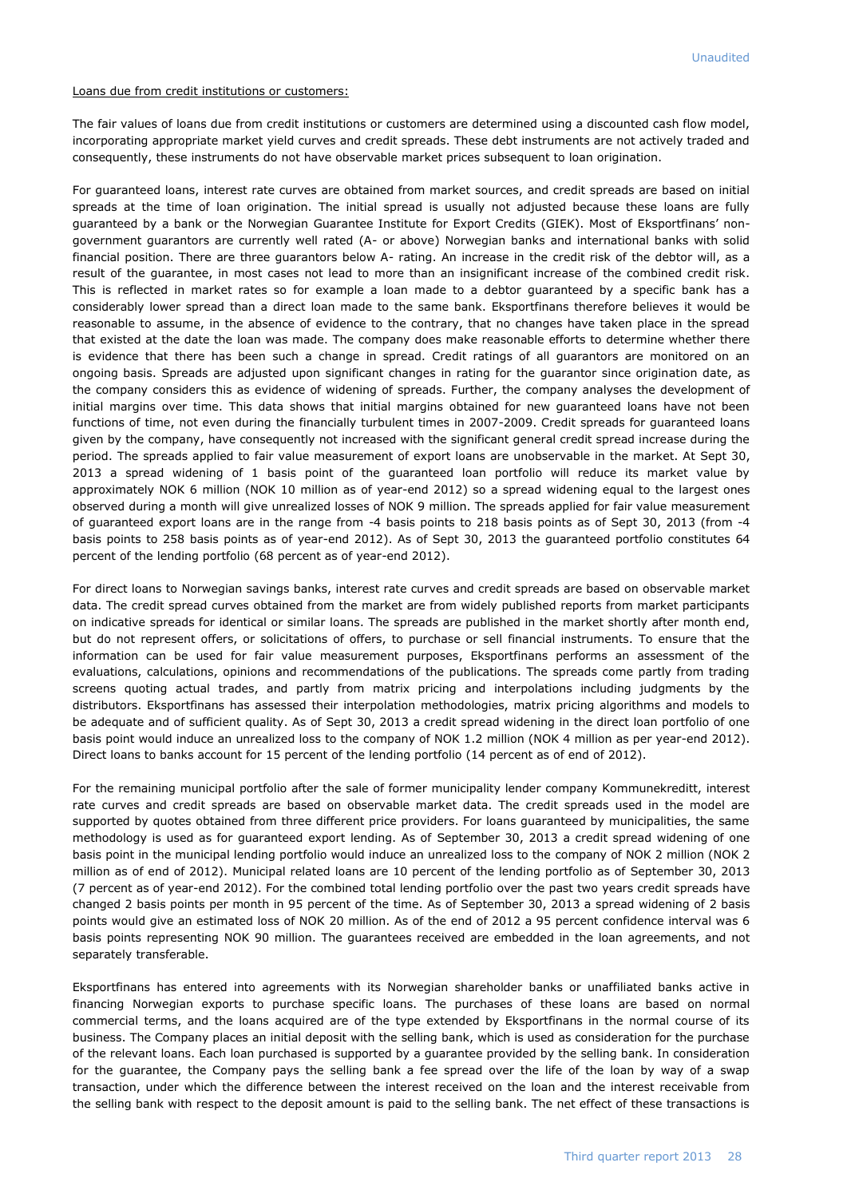Loans due from credit institutions or customers:

The fair values of loans due from credit institutions or customers are determined using a discounted cash flow model, incorporating appropriate market yield curves and credit spreads. These debt instruments are not actively traded and consequently, these instruments do not have observable market prices subsequent to loan origination.

For guaranteed loans, interest rate curves are obtained from market sources, and credit spreads are based on initial spreads at the time of loan origination. The initial spread is usually not adjusted because these loans are fully guaranteed by a bank or the Norwegian Guarantee Institute for Export Credits (GIEK). Most of Eksportfinans' non-government guarantors are currently well rated (A- or above) Norwegian banks and international banks with solid financial position. There are three guarantors below A- rating. An increase in the credit risk of the debtor will, as a result of the guarantee, in most cases not lead to more than an insignificant increase of the combined credit risk. This is reflected in market rates so for example a loan made to a debtor guaranteed by a specific bank has a considerably lower spread than a direct loan made to the same bank. Eksportfinans therefore believes it would be reasonable to assume, in the absence of evidence to the contrary, that no changes have taken place in the spread that existed at the date the loan was made. The company does make reasonable efforts to determine whether there is evidence that there has been such a change in spread. Credit ratings of all guarantors are monitored on an ongoing basis. Spreads are adjusted upon significant changes in rating for the guarantor since origination date, as the company considers this as evidence of widening of spreads. Further, the company analyses the development of initial margins over time. This data shows that initial margins obtained for new guaranteed loans have not been functions of time, not even during the financially turbulent times in 2007-2009. Credit spreads for guaranteed loans given by the company, have consequently not increased with the significant general credit spread increase during the period. The spreads applied to fair value measurement of export loans are unobservable in the market. At Sept 30, 2013 a spread widening of 1 basis point of the guaranteed loan portfolio will reduce its market value by approximately NOK 6 million (NOK 10 million as of year-end 2012) so a spread widening equal to the largest ones observed during a month will give unrealized losses of NOK 9 million. The spreads applied for fair value measurement of guaranteed export loans are in the range from -4 basis points to 218 basis points as of Sept 30, 2013 (from -4 basis points to 258 basis points as of year-end 2012). As of Sept 30, 2013 the guaranteed portfolio constitutes 64 percent of the lending portfolio (68 percent as of year-end 2012).

For direct loans to Norwegian savings banks, interest rate curves and credit spreads are based on observable market data. The credit spread curves obtained from the market are from widely published reports from market participants on indicative spreads for identical or similar loans. The spreads are published in the market shortly after month end, but do not represent offers, or solicitations of offers, to purchase or sell financial instruments. To ensure that the information can be used for fair value measurement purposes, Eksportfinans performs an assessment of the evaluations, calculations, opinions and recommendations of the publications. The spreads come partly from trading screens quoting actual trades, and partly from matrix pricing and interpolations including judgments by the distributors. Eksportfinans has assessed their interpolation methodologies, matrix pricing algorithms and models to be adequate and of sufficient quality. As of Sept 30, 2013 a credit spread widening in the direct loan portfolio of one basis point would induce an unrealized loss to the company of NOK 1.2 million (NOK 4 million as per year-end 2012). Direct loans to banks account for 15 percent of the lending portfolio (14 percent as of end of 2012).

For the remaining municipal portfolio after the sale of former municipality lender company Kommunekreditt, interest rate curves and credit spreads are based on observable market data. The credit spreads used in the model are supported by quotes obtained from three different price providers. For loans guaranteed by municipalities, the same methodology is used as for guaranteed export lending. As of September 30, 2013 a credit spread widening of one basis point in the municipal lending portfolio would induce an unrealized loss to the company of NOK 2 million (NOK 2 million as of end of 2012). Municipal related loans are 10 percent of the lending portfolio as of September 30, 2013 (7 percent as of year-end 2012). For the combined total lending portfolio over the past two years credit spreads have changed 2 basis points per month in 95 percent of the time. As of September 30, 2013 a spread widening of 2 basis points would give an estimated loss of NOK 20 million. As of the end of 2012 a 95 percent confidence interval was 6 basis points representing NOK 90 million. The guarantees received are embedded in the loan agreements, and not separately transferable.

Eksportfinans has entered into agreements with its Norwegian shareholder banks or unaffiliated banks active in financing Norwegian exports to purchase specific loans. The purchases of these loans are based on normal commercial terms, and the loans acquired are of the type extended by Eksportfinans in the normal course of its business. The Company places an initial deposit with the selling bank, which is used as consideration for the purchase of the relevant loans. Each loan purchased is supported by a guarantee provided by the selling bank. In consideration for the guarantee, the Company pays the selling bank a fee spread over the life of the loan by way of a swap transaction, under which the difference between the interest received on the loan and the interest receivable from the selling bank with respect to the deposit amount is paid to the selling bank. The net effect of these transactions is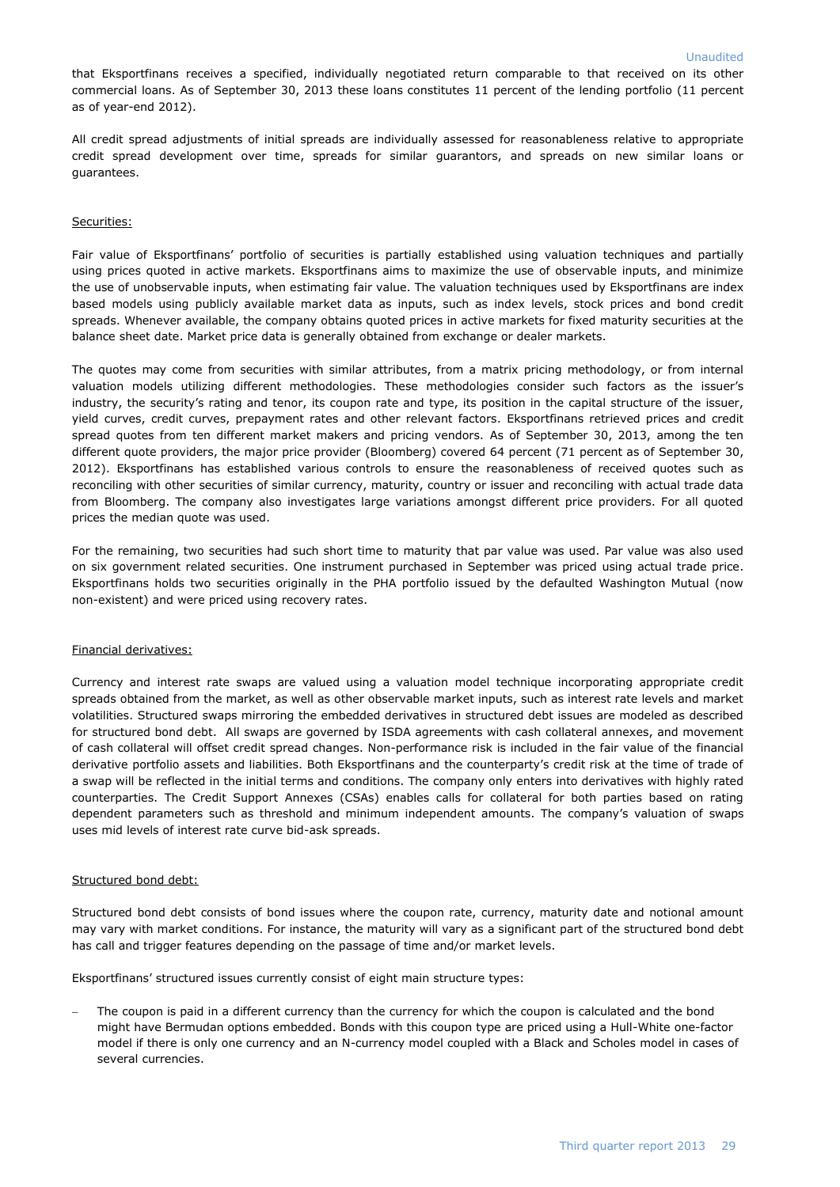that Eksportfinans receives a specified, individually negotiated return comparable to that received on its other commercial loans. As of September 30, 2013 these loans constitutes 11 percent of the lending portfolio (11 percent as of year-end 2012).

All credit spread adjustments of initial spreads are individually assessed for reasonableness relative to appropriate credit spread development over time, spreads for similar guarantors, and spreads on new similar loans or guarantees.

Securities:

Fair value of Eksportfinans' portfolio of securities is partially established using valuation techniques and partially using prices quoted in active markets. Eksportfinans aims to maximize the use of observable inputs, and minimize the use of unobservable inputs, when estimating fair value. The valuation techniques used by Eksportfinans are index based models using publicly available market data as inputs, such as index levels, stock prices and bond credit spreads. Whenever available, the company obtains quoted prices in active markets for fixed maturity securities at the balance sheet date. Market price data is generally obtained from exchange or dealer markets.

The quotes may come from securities with similar attributes, from a matrix pricing methodology, or from internal valuation models utilizing different methodologies. These methodologies consider such factors as the issuer's industry, the security's rating and tenor, its coupon rate and type, its position in the capital structure of the issuer, yield curves, credit curves, prepayment rates and other relevant factors. Eksportfinans retrieved prices and credit spread quotes from ten different market makers and pricing vendors. As of September 30, 2013, among the ten different quote providers, the major price provider (Bloomberg) covered 64 percent (71 percent as of September 30, 2012). Eksportfinans has established various controls to ensure the reasonableness of received quotes such as reconciling with other securities of similar currency, maturity, country or issuer and reconciling with actual trade data from Bloomberg. The company also investigates large variations amongst different price providers. For all quoted prices the median quote was used.

For the remaining, two securities had such short time to maturity that par value was used. Par value was also used on six government related securities. One instrument purchased in September was priced using actual trade price. Eksportfinans holds two securities originally in the PHA portfolio issued by the defaulted Washington Mutual (now non-existent) and were priced using recovery rates.

Financial derivatives:

Currency and interest rate swaps are valued using a valuation model technique incorporating appropriate credit spreads obtained from the market, as well as other observable market inputs, such as interest rate levels and market volatilities. Structured swaps mirroring the embedded derivatives in structured debt issues are modeled as described for structured bond debt. All swaps are governed by ISDA agreements with cash collateral annexes, and movement of cash collateral will offset credit spread changes. Non-performance risk is included in the fair value of the financial derivative portfolio assets and liabilities. Both Eksportfinans and the counterparty's credit risk at the time of trade of a swap will be reflected in the initial terms and conditions. The company only enters into derivatives with highly rated counterparties. The Credit Support Annexes (CSAs) enables calls for collateral for both parties based on rating dependent parameters such as threshold and minimum independent amounts. The company's valuation of swaps uses mid levels of interest rate curve bid-ask spreads.

Structured bond debt:

Structured bond debt consists of bond issues where the coupon rate, currency, maturity date and notional amount may vary with market conditions. For instance, the maturity will vary as a significant part of the structured bond debt has call and trigger features depending on the passage of time and/or market levels.

Eksportfinans' structured issues currently consist of eight main structure types:

- The coupon is paid in a different currency than the currency for which the coupon is calculated and the bond might have Bermudan options embedded. Bonds with this coupon type are priced using a Hull-White one-factor model if there is only one currency and an N-currency model coupled with a Black and Scholes model in cases of several currencies.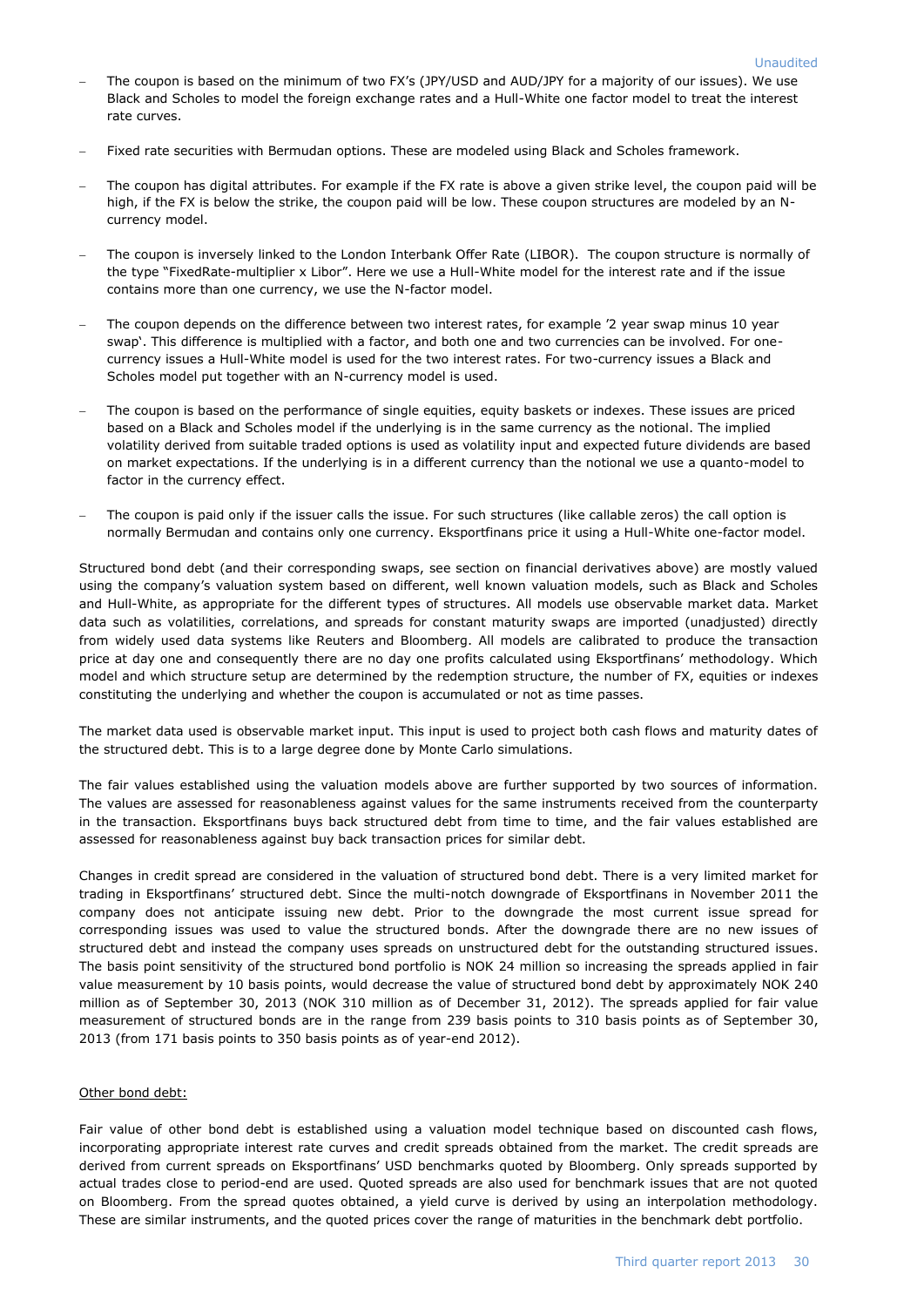- The coupon is based on the minimum of two FX's (JPY/USD and AUD/JPY for a majority of our issues). We use Black and Scholes to model the foreign exchange rates and a Hull-White one factor model to treat the interest rate curves.
- Fixed rate securities with Bermudan options. These are modeled using Black and Scholes framework.
- The coupon has digital attributes. For example if the FX rate is above a given strike level, the coupon paid will be high, if the FX is below the strike, the coupon paid will be low. These coupon structures are modeled by an N-currency model.
- The coupon is inversely linked to the London Interbank Offer Rate (LIBOR). The coupon structure is normally of the type "FixedRate-multiplier x Libor". Here we use a Hull-White model for the interest rate and if the issue contains more than one currency, we use the N-factor model.
- The coupon depends on the difference between two interest rates, for example '2 year swap minus 10 year swap'. This difference is multiplied with a factor, and both one and two currencies can be involved. For one-currency issues a Hull-White model is used for the two interest rates. For two-currency issues a Black and Scholes model put together with an N-currency model is used.
- The coupon is based on the performance of single equities, equity baskets or indexes. These issues are priced based on a Black and Scholes model if the underlying is in the same currency as the notional. The implied volatility derived from suitable traded options is used as volatility input and expected future dividends are based on market expectations. If the underlying is in a different currency than the notional we use a quanto-model to factor in the currency effect.
- The coupon is paid only if the issuer calls the issue. For such structures (like callable zeros) the call option is normally Bermudan and contains only one currency. Eksportfinans price it using a Hull-White one-factor model.

Structured bond debt (and their corresponding swaps, see section on financial derivatives above) are mostly valued using the company's valuation system based on different, well known valuation models, such as Black and Scholes and Hull-White, as appropriate for the different types of structures. All models use observable market data. Market data such as volatilities, correlations, and spreads for constant maturity swaps are imported (unadjusted) directly from widely used data systems like Reuters and Bloomberg. All models are calibrated to produce the transaction price at day one and consequently there are no day one profits calculated using Eksportfinans' methodology. Which model and which structure setup are determined by the redemption structure, the number of FX, equities or indexes constituting the underlying and whether the coupon is accumulated or not as time passes.

The market data used is observable market input. This input is used to project both cash flows and maturity dates of the structured debt. This is to a large degree done by Monte Carlo simulations.

The fair values established using the valuation models above are further supported by two sources of information. The values are assessed for reasonableness against values for the same instruments received from the counterparty in the transaction. Eksportfinans buys back structured debt from time to time, and the fair values established are assessed for reasonableness against buy back transaction prices for similar debt.

Changes in credit spread are considered in the valuation of structured bond debt. There is a very limited market for trading in Eksportfinans' structured debt. Since the multi-notch downgrade of Eksportfinans in November 2011 the company does not anticipate issuing new debt. Prior to the downgrade the most current issue spread for corresponding issues was used to value the structured bonds. After the downgrade there are no new issues of structured debt and instead the company uses spreads on unstructured debt for the outstanding structured issues. The basis point sensitivity of the structured bond portfolio is NOK 24 million so increasing the spreads applied in fair value measurement by 10 basis points, would decrease the value of structured bond debt by approximately NOK 240 million as of September 30, 2013 (NOK 310 million as of December 31, 2012). The spreads applied for fair value measurement of structured bonds are in the range from 239 basis points to 310 basis points as of September 30, 2013 (from 171 basis points to 350 basis points as of year-end 2012).

Other bond debt:

Fair value of other bond debt is established using a valuation model technique based on discounted cash flows, incorporating appropriate interest rate curves and credit spreads obtained from the market. The credit spreads are derived from current spreads on Eksportfinans' USD benchmarks quoted by Bloomberg. Only spreads supported by actual trades close to period-end are used. Quoted spreads are also used for benchmark issues that are not quoted on Bloomberg. From the spread quotes obtained, a yield curve is derived by using an interpolation methodology. These are similar instruments, and the quoted prices cover the range of maturities in the benchmark debt portfolio.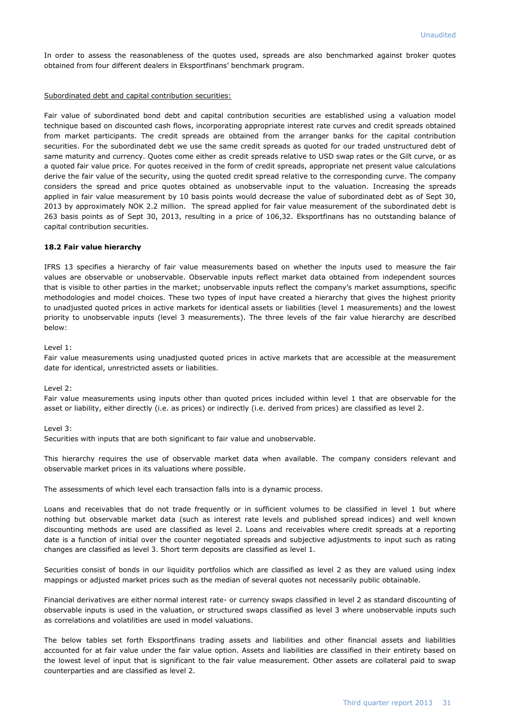In order to assess the reasonableness of the quotes used, spreads are also benchmarked against broker quotes obtained from four different dealers in Eksportfinans' benchmark program.

Subordinated debt and capital contribution securities:

Fair value of subordinated bond debt and capital contribution securities are established using a valuation model technique based on discounted cash flows, incorporating appropriate interest rate curves and credit spreads obtained from market participants. The credit spreads are obtained from the arranger banks for the capital contribution securities. For the subordinated debt we use the same credit spreads as quoted for our traded unstructured debt of same maturity and currency. Quotes come either as credit spreads relative to USD swap rates or the Gilt curve, or as a quoted fair value price. For quotes received in the form of credit spreads, appropriate net present value calculations derive the fair value of the security, using the quoted credit spread relative to the corresponding curve. The company considers the spread and price quotes obtained as unobservable input to the valuation. Increasing the spreads applied in fair value measurement by 10 basis points would decrease the value of subordinated debt as of Sept 30, 2013 by approximately NOK 2.2 million. The spread applied for fair value measurement of the subordinated debt is 263 basis points as of Sept 30, 2013, resulting in a price of 106,32. Eksportfinans has no outstanding balance of capital contribution securities.

**18.2 Fair value hierarchy**

IFRS 13 specifies a hierarchy of fair value measurements based on whether the inputs used to measure the fair values are observable or unobservable. Observable inputs reflect market data obtained from independent sources that is visible to other parties in the market; unobservable inputs reflect the company's market assumptions, specific methodologies and model choices. These two types of input have created a hierarchy that gives the highest priority to unadjusted quoted prices in active markets for identical assets or liabilities (level 1 measurements) and the lowest priority to unobservable inputs (level 3 measurements). The three levels of the fair value hierarchy are described below:

Level 1:
Fair value measurements using unadjusted quoted prices in active markets that are accessible at the measurement date for identical, unrestricted assets or liabilities.

Level 2:
Fair value measurements using inputs other than quoted prices included within level 1 that are observable for the asset or liability, either directly (i.e. as prices) or indirectly (i.e. derived from prices) are classified as level 2.

Level 3:
Securities with inputs that are both significant to fair value and unobservable.

This hierarchy requires the use of observable market data when available. The company considers relevant and observable market prices in its valuations where possible.

The assessments of which level each transaction falls into is a dynamic process.

Loans and receivables that do not trade frequently or in sufficient volumes to be classified in level 1 but where nothing but observable market data (such as interest rate levels and published spread indices) and well known discounting methods are used are classified as level 2. Loans and receivables where credit spreads at a reporting date is a function of initial over the counter negotiated spreads and subjective adjustments to input such as rating changes are classified as level 3. Short term deposits are classified as level 1.

Securities consist of bonds in our liquidity portfolios which are classified as level 2 as they are valued using index mappings or adjusted market prices such as the median of several quotes not necessarily public obtainable.

Financial derivatives are either normal interest rate- or currency swaps classified in level 2 as standard discounting of observable inputs is used in the valuation, or structured swaps classified as level 3 where unobservable inputs such as correlations and volatilities are used in model valuations.

The below tables set forth Eksportfinans trading assets and liabilities and other financial assets and liabilities accounted for at fair value under the fair value option. Assets and liabilities are classified in their entirety based on the lowest level of input that is significant to the fair value measurement. Other assets are collateral paid to swap counterparties and are classified as level 2.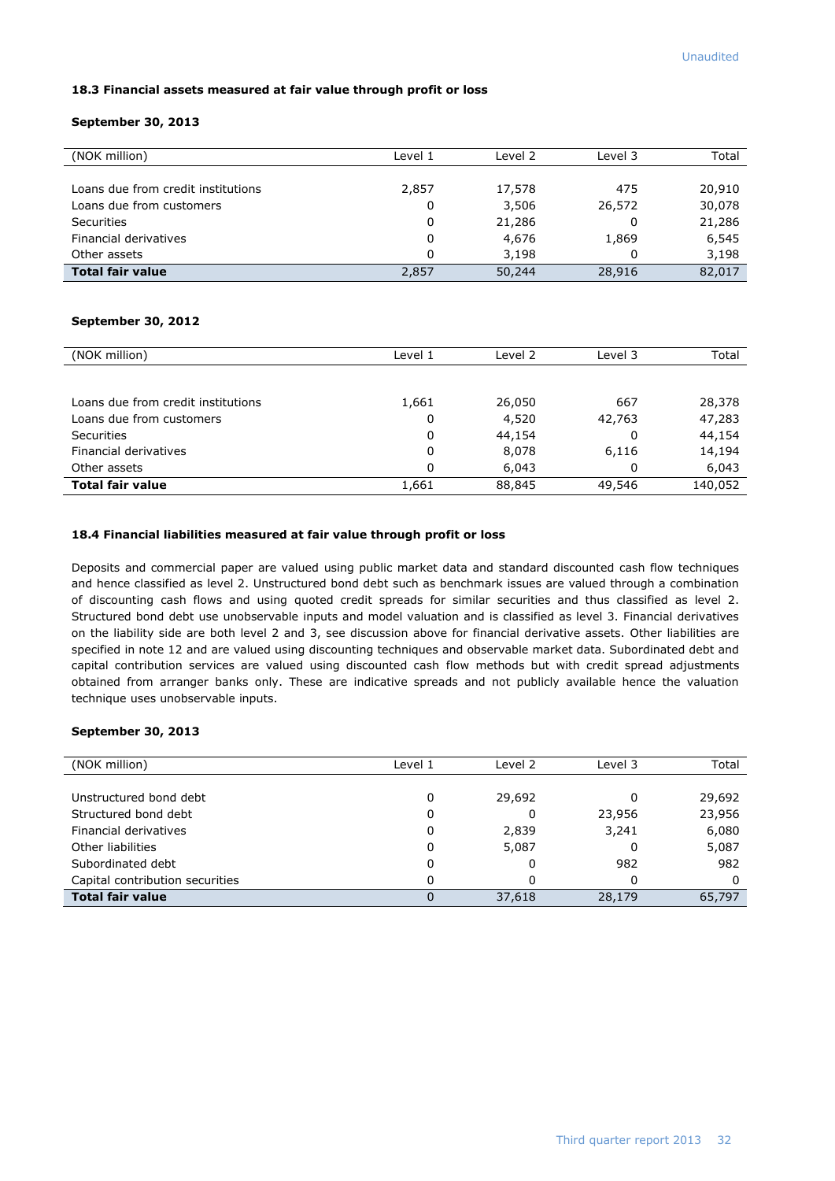Unaudited

### 18.3 Financial assets measured at fair value through profit or loss

**September 30, 2013**

| (NOK million) | Level 1 | Level 2 | Level 3 | Total |
|---|---|---|---|---|
| Loans due from credit institutions | 2,857 | 17,578 | 475 | 20,910 |
| Loans due from customers | 0 | 3,506 | 26,572 | 30,078 |
| Securities | 0 | 21,286 | 0 | 21,286 |
| Financial derivatives | 0 | 4,676 | 1,869 | 6,545 |
| Other assets | 0 | 3,198 | 0 | 3,198 |
| **Total fair value** | 2,857 | 50,244 | 28,916 | 82,017 |

**September 30, 2012**

| (NOK million) | Level 1 | Level 2 | Level 3 | Total |
|---|---|---|---|---|
| Loans due from credit institutions | 1,661 | 26,050 | 667 | 28,378 |
| Loans due from customers | 0 | 4,520 | 42,763 | 47,283 |
| Securities | 0 | 44,154 | 0 | 44,154 |
| Financial derivatives | 0 | 8,078 | 6,116 | 14,194 |
| Other assets | 0 | 6,043 | 0 | 6,043 |
| **Total fair value** | 1,661 | 88,845 | 49,546 | 140,052 |

### 18.4 Financial liabilities measured at fair value through profit or loss

Deposits and commercial paper are valued using public market data and standard discounted cash flow techniques and hence classified as level 2. Unstructured bond debt such as benchmark issues are valued through a combination of discounting cash flows and using quoted credit spreads for similar securities and thus classified as level 2. Structured bond debt use unobservable inputs and model valuation and is classified as level 3. Financial derivatives on the liability side are both level 2 and 3, see discussion above for financial derivative assets. Other liabilities are specified in note 12 and are valued using discounting techniques and observable market data. Subordinated debt and capital contribution services are valued using discounted cash flow methods but with credit spread adjustments obtained from arranger banks only. These are indicative spreads and not publicly available hence the valuation technique uses unobservable inputs.

**September 30, 2013**

| (NOK million) | Level 1 | Level 2 | Level 3 | Total |
|---|---|---|---|---|
| Unstructured bond debt | 0 | 29,692 | 0 | 29,692 |
| Structured bond debt | 0 | 0 | 23,956 | 23,956 |
| Financial derivatives | 0 | 2,839 | 3,241 | 6,080 |
| Other liabilities | 0 | 5,087 | 0 | 5,087 |
| Subordinated debt | 0 | 0 | 982 | 982 |
| Capital contribution securities | 0 | 0 | 0 | 0 |
| **Total fair value** | 0 | 37,618 | 28,179 | 65,797 |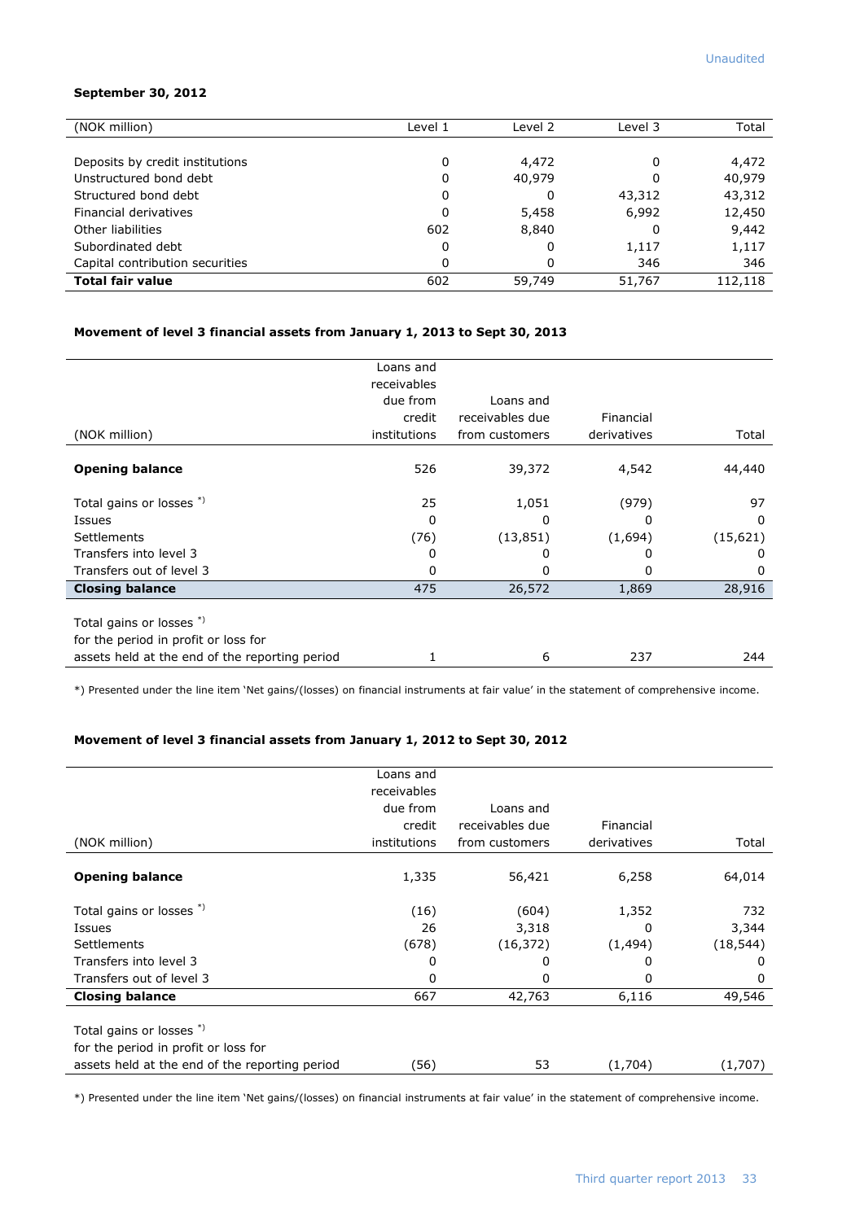Unaudited

**September 30, 2012**

| (NOK million) | Level 1 | Level 2 | Level 3 | Total |
|---|---|---|---|---|
| Deposits by credit institutions | 0 | 4,472 | 0 | 4,472 |
| Unstructured bond debt | 0 | 40,979 | 0 | 40,979 |
| Structured bond debt | 0 | 0 | 43,312 | 43,312 |
| Financial derivatives | 0 | 5,458 | 6,992 | 12,450 |
| Other liabilities | 602 | 8,840 | 0 | 9,442 |
| Subordinated debt | 0 | 0 | 1,117 | 1,117 |
| Capital contribution securities | 0 | 0 | 346 | 346 |
| **Total fair value** | 602 | 59,749 | 51,767 | 112,118 |

**Movement of level 3 financial assets from January 1, 2013 to Sept 30, 2013**

| (NOK million) | Loans and receivables due from credit institutions | Loans and receivables due from customers | Financial derivatives | Total |
|---|---|---|---|---|
| **Opening balance** | 526 | 39,372 | 4,542 | 44,440 |
| Total gains or losses *) | 25 | 1,051 | (979) | 97 |
| Issues | 0 | 0 | 0 | 0 |
| Settlements | (76) | (13,851) | (1,694) | (15,621) |
| Transfers into level 3 | 0 | 0 | 0 | 0 |
| Transfers out of level 3 | 0 | 0 | 0 | 0 |
| **Closing balance** | 475 | 26,572 | 1,869 | 28,916 |
| Total gains or losses *) for the period in profit or loss for assets held at the end of the reporting period | 1 | 6 | 237 | 244 |

*) Presented under the line item 'Net gains/(losses) on financial instruments at fair value' in the statement of comprehensive income.

**Movement of level 3 financial assets from January 1, 2012 to Sept 30, 2012**

| (NOK million) | Loans and receivables due from credit institutions | Loans and receivables due from customers | Financial derivatives | Total |
|---|---|---|---|---|
| **Opening balance** | 1,335 | 56,421 | 6,258 | 64,014 |
| Total gains or losses *) | (16) | (604) | 1,352 | 732 |
| Issues | 26 | 3,318 | 0 | 3,344 |
| Settlements | (678) | (16,372) | (1,494) | (18,544) |
| Transfers into level 3 | 0 | 0 | 0 | 0 |
| Transfers out of level 3 | 0 | 0 | 0 | 0 |
| **Closing balance** | 667 | 42,763 | 6,116 | 49,546 |
| Total gains or losses *) for the period in profit or loss for assets held at the end of the reporting period | (56) | 53 | (1,704) | (1,707) |

*) Presented under the line item 'Net gains/(losses) on financial instruments at fair value' in the statement of comprehensive income.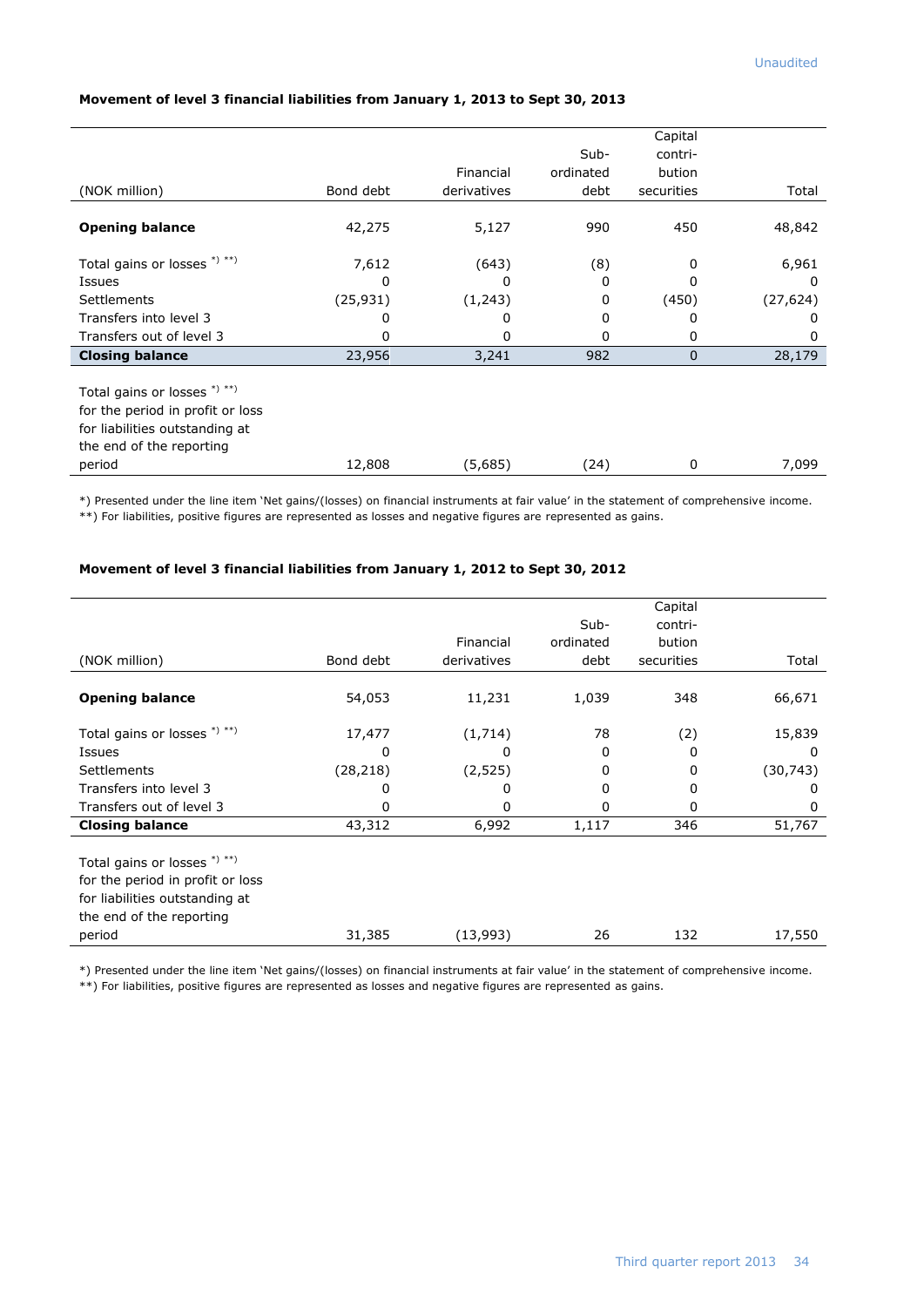Unaudited

**Movement of level 3 financial liabilities from January 1, 2013 to Sept 30, 2013**

| (NOK million) | Bond debt | Financial derivatives | Sub-ordinated debt | Capital contri-bution securities | Total |
|---|---|---|---|---|---|
| **Opening balance** | 42,275 | 5,127 | 990 | 450 | 48,842 |
| Total gains or losses *) **) | 7,612 | (643) | (8) | 0 | 6,961 |
| Issues | 0 | 0 | 0 | 0 | 0 |
| Settlements | (25,931) | (1,243) | 0 | (450) | (27,624) |
| Transfers into level 3 | 0 | 0 | 0 | 0 | 0 |
| Transfers out of level 3 | 0 | 0 | 0 | 0 | 0 |
| **Closing balance** | 23,956 | 3,241 | 982 | 0 | 28,179 |
| Total gains or losses *) **) for the period in profit or loss for liabilities outstanding at the end of the reporting period | 12,808 | (5,685) | (24) | 0 | 7,099 |

*) Presented under the line item 'Net gains/(losses) on financial instruments at fair value' in the statement of comprehensive income.
**) For liabilities, positive figures are represented as losses and negative figures are represented as gains.

**Movement of level 3 financial liabilities from January 1, 2012 to Sept 30, 2012**

| (NOK million) | Bond debt | Financial derivatives | Sub-ordinated debt | Capital contri-bution securities | Total |
|---|---|---|---|---|---|
| **Opening balance** | 54,053 | 11,231 | 1,039 | 348 | 66,671 |
| Total gains or losses *) **) | 17,477 | (1,714) | 78 | (2) | 15,839 |
| Issues | 0 | 0 | 0 | 0 | 0 |
| Settlements | (28,218) | (2,525) | 0 | 0 | (30,743) |
| Transfers into level 3 | 0 | 0 | 0 | 0 | 0 |
| Transfers out of level 3 | 0 | 0 | 0 | 0 | 0 |
| **Closing balance** | 43,312 | 6,992 | 1,117 | 346 | 51,767 |
| Total gains or losses *) **) for the period in profit or loss for liabilities outstanding at the end of the reporting period | 31,385 | (13,993) | 26 | 132 | 17,550 |

*) Presented under the line item 'Net gains/(losses) on financial instruments at fair value' in the statement of comprehensive income.
**) For liabilities, positive figures are represented as losses and negative figures are represented as gains.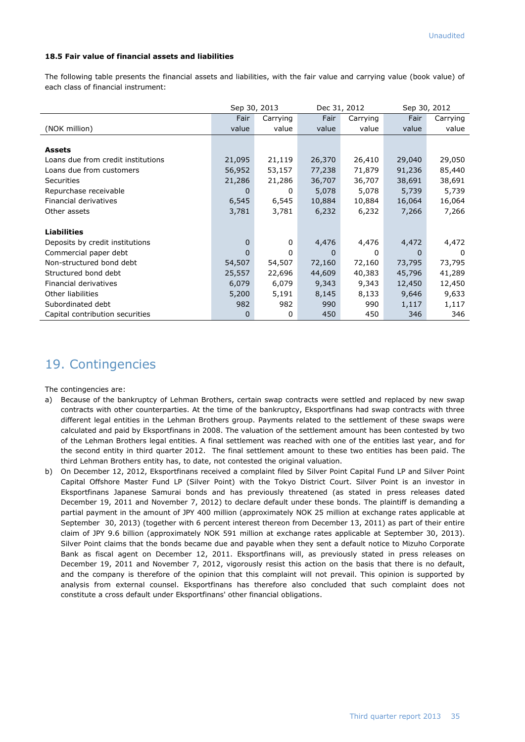Unaudited

**18.5 Fair value of financial assets and liabilities**

The following table presents the financial assets and liabilities, with the fair value and carrying value (book value) of each class of financial instrument:

| | Sep 30, 2013 | | Dec 31, 2012 | | Sep 30, 2012 | |
|---|---|---|---|---|---|---|
| (NOK million) | Fair value | Carrying value | Fair value | Carrying value | Fair value | Carrying value |
| **Assets** | | | | | | |
| Loans due from credit institutions | 21,095 | 21,119 | 26,370 | 26,410 | 29,040 | 29,050 |
| Loans due from customers | 56,952 | 53,157 | 77,238 | 71,879 | 91,236 | 85,440 |
| Securities | 21,286 | 21,286 | 36,707 | 36,707 | 38,691 | 38,691 |
| Repurchase receivable | 0 | 0 | 5,078 | 5,078 | 5,739 | 5,739 |
| Financial derivatives | 6,545 | 6,545 | 10,884 | 10,884 | 16,064 | 16,064 |
| Other assets | 3,781 | 3,781 | 6,232 | 6,232 | 7,266 | 7,266 |
| **Liabilities** | | | | | | |
| Deposits by credit institutions | 0 | 0 | 4,476 | 4,476 | 4,472 | 4,472 |
| Commercial paper debt | 0 | 0 | 0 | 0 | 0 | 0 |
| Non-structured bond debt | 54,507 | 54,507 | 72,160 | 72,160 | 73,795 | 73,795 |
| Structured bond debt | 25,557 | 22,696 | 44,609 | 40,383 | 45,796 | 41,289 |
| Financial derivatives | 6,079 | 6,079 | 9,343 | 9,343 | 12,450 | 12,450 |
| Other liabilities | 5,200 | 5,191 | 8,145 | 8,133 | 9,646 | 9,633 |
| Subordinated debt | 982 | 982 | 990 | 990 | 1,117 | 1,117 |
| Capital contribution securities | 0 | 0 | 450 | 450 | 346 | 346 |

# 19. Contingencies

The contingencies are:

a) Because of the bankruptcy of Lehman Brothers, certain swap contracts were settled and replaced by new swap contracts with other counterparties. At the time of the bankruptcy, Eksportfinans had swap contracts with three different legal entities in the Lehman Brothers group. Payments related to the settlement of these swaps were calculated and paid by Eksportfinans in 2008. The valuation of the settlement amount has been contested by two of the Lehman Brothers legal entities. A final settlement was reached with one of the entities last year, and for the second entity in third quarter 2012. The final settlement amount to these two entities has been paid. The third Lehman Brothers entity has, to date, not contested the original valuation.

b) On December 12, 2012, Eksportfinans received a complaint filed by Silver Point Capital Fund LP and Silver Point Capital Offshore Master Fund LP (Silver Point) with the Tokyo District Court. Silver Point is an investor in Eksportfinans Japanese Samurai bonds and has previously threatened (as stated in press releases dated December 19, 2011 and November 7, 2012) to declare default under these bonds. The plaintiff is demanding a partial payment in the amount of JPY 400 million (approximately NOK 25 million at exchange rates applicable at September 30, 2013) (together with 6 percent interest thereon from December 13, 2011) as part of their entire claim of JPY 9.6 billion (approximately NOK 591 million at exchange rates applicable at September 30, 2013). Silver Point claims that the bonds became due and payable when they sent a default notice to Mizuho Corporate Bank as fiscal agent on December 12, 2011. Eksportfinans will, as previously stated in press releases on December 19, 2011 and November 7, 2012, vigorously resist this action on the basis that there is no default, and the company is therefore of the opinion that this complaint will not prevail. This opinion is supported by analysis from external counsel. Eksportfinans has therefore also concluded that such complaint does not constitute a cross default under Eksportfinans' other financial obligations.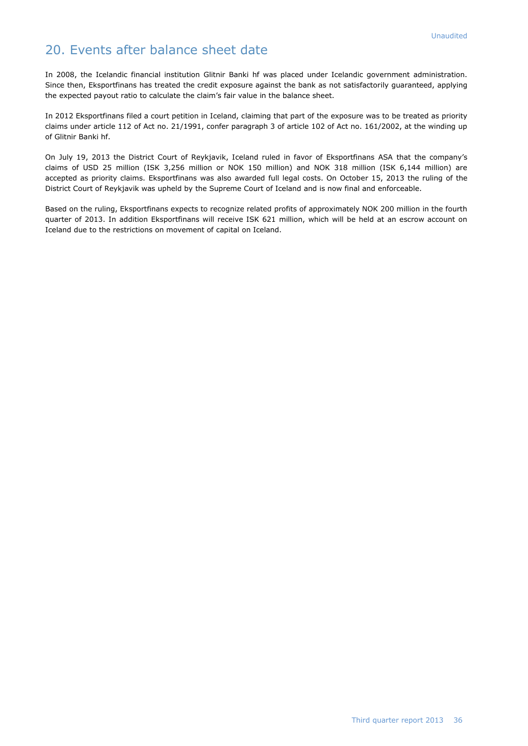Unaudited

## 20. Events after balance sheet date

In 2008, the Icelandic financial institution Glitnir Banki hf was placed under Icelandic government administration. Since then, Eksportfinans has treated the credit exposure against the bank as not satisfactorily guaranteed, applying the expected payout ratio to calculate the claim's fair value in the balance sheet.

In 2012 Eksportfinans filed a court petition in Iceland, claiming that part of the exposure was to be treated as priority claims under article 112 of Act no. 21/1991, confer paragraph 3 of article 102 of Act no. 161/2002, at the winding up of Glitnir Banki hf.

On July 19, 2013 the District Court of Reykjavik, Iceland ruled in favor of Eksportfinans ASA that the company's claims of USD 25 million (ISK 3,256 million or NOK 150 million) and NOK 318 million (ISK 6,144 million) are accepted as priority claims. Eksportfinans was also awarded full legal costs. On October 15, 2013 the ruling of the District Court of Reykjavik was upheld by the Supreme Court of Iceland and is now final and enforceable.

Based on the ruling, Eksportfinans expects to recognize related profits of approximately NOK 200 million in the fourth quarter of 2013. In addition Eksportfinans will receive ISK 621 million, which will be held at an escrow account on Iceland due to the restrictions on movement of capital on Iceland.